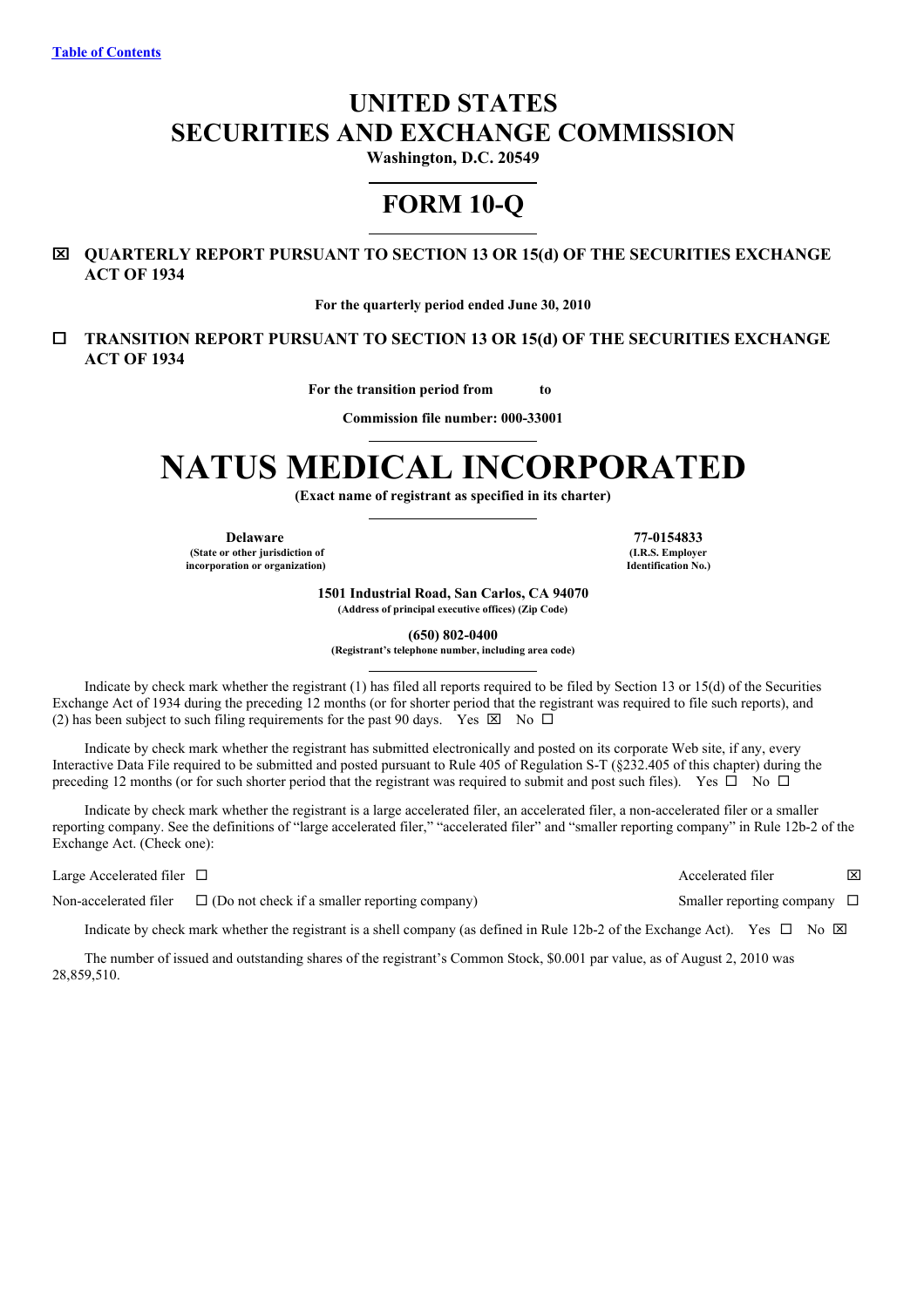Table of Contents

# UNITED STATES
# SECURITIES AND EXCHANGE COMMISSION

**Washington, D.C. 20549**

# FORM 10-Q

☒ **QUARTERLY REPORT PURSUANT TO SECTION 13 OR 15(d) OF THE SECURITIES EXCHANGE ACT OF 1934**

**For the quarterly period ended June 30, 2010**

☐ **TRANSITION REPORT PURSUANT TO SECTION 13 OR 15(d) OF THE SECURITIES EXCHANGE ACT OF 1934**

**For the transition period from to**

**Commission file number: 000-33001**

# NATUS MEDICAL INCORPORATED

**(Exact name of registrant as specified in its charter)**

| **Delaware** | **77-0154833** |
|---|---|
| **(State or other jurisdiction of incorporation or organization)** | **(I.R.S. Employer Identification No.)** |

**1501 Industrial Road, San Carlos, CA 94070**
**(Address of principal executive offices) (Zip Code)**

**(650) 802-0400**
**(Registrant's telephone number, including area code)**

Indicate by check mark whether the registrant (1) has filed all reports required to be filed by Section 13 or 15(d) of the Securities Exchange Act of 1934 during the preceding 12 months (or for shorter period that the registrant was required to file such reports), and (2) has been subject to such filing requirements for the past 90 days. Yes ☒ No ☐

Indicate by check mark whether the registrant has submitted electronically and posted on its corporate Web site, if any, every Interactive Data File required to be submitted and posted pursuant to Rule 405 of Regulation S-T (§232.405 of this chapter) during the preceding 12 months (or for such shorter period that the registrant was required to submit and post such files). Yes ☐ No ☐

Indicate by check mark whether the registrant is a large accelerated filer, an accelerated filer, a non-accelerated filer or a smaller reporting company. See the definitions of "large accelerated filer," "accelerated filer" and "smaller reporting company" in Rule 12b-2 of the Exchange Act. (Check one):

| | |
|---|---|
| Large Accelerated filer ☐ | Accelerated filer ☒ |
| Non-accelerated filer ☐ (Do not check if a smaller reporting company) | Smaller reporting company ☐ |

Indicate by check mark whether the registrant is a shell company (as defined in Rule 12b-2 of the Exchange Act). Yes ☐ No ☒

The number of issued and outstanding shares of the registrant's Common Stock, $0.001 par value, as of August 2, 2010 was 28,859,510.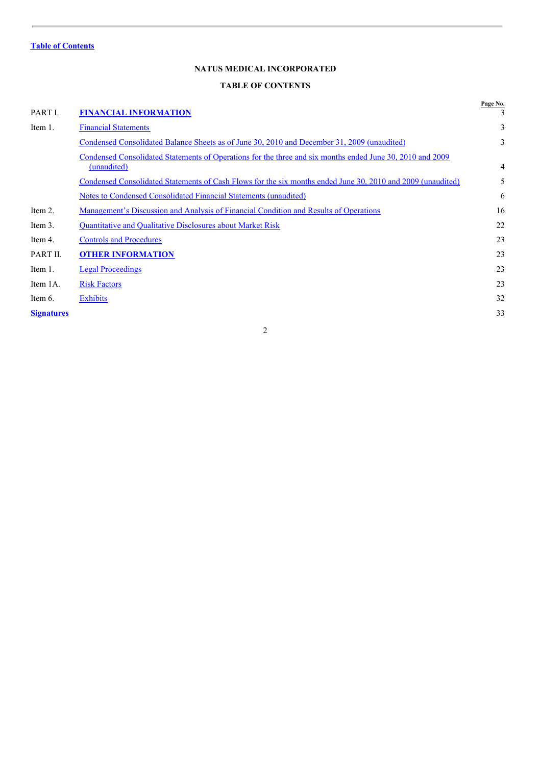**Table of Contents**

## NATUS MEDICAL INCORPORATED

## TABLE OF CONTENTS

| | | Page No. |
|---|---|---|
| PART I. | **FINANCIAL INFORMATION** | 3 |
| Item 1. | Financial Statements | 3 |
| | Condensed Consolidated Balance Sheets as of June 30, 2010 and December 31, 2009 (unaudited) | 3 |
| | Condensed Consolidated Statements of Operations for the three and six months ended June 30, 2010 and 2009 (unaudited) | 4 |
| | Condensed Consolidated Statements of Cash Flows for the six months ended June 30, 2010 and 2009 (unaudited) | 5 |
| | Notes to Condensed Consolidated Financial Statements (unaudited) | 6 |
| Item 2. | Management's Discussion and Analysis of Financial Condition and Results of Operations | 16 |
| Item 3. | Quantitative and Qualitative Disclosures about Market Risk | 22 |
| Item 4. | Controls and Procedures | 23 |
| PART II. | **OTHER INFORMATION** | 23 |
| Item 1. | Legal Proceedings | 23 |
| Item 1A. | Risk Factors | 23 |
| Item 6. | Exhibits | 32 |
| **Signatures** | | 33 |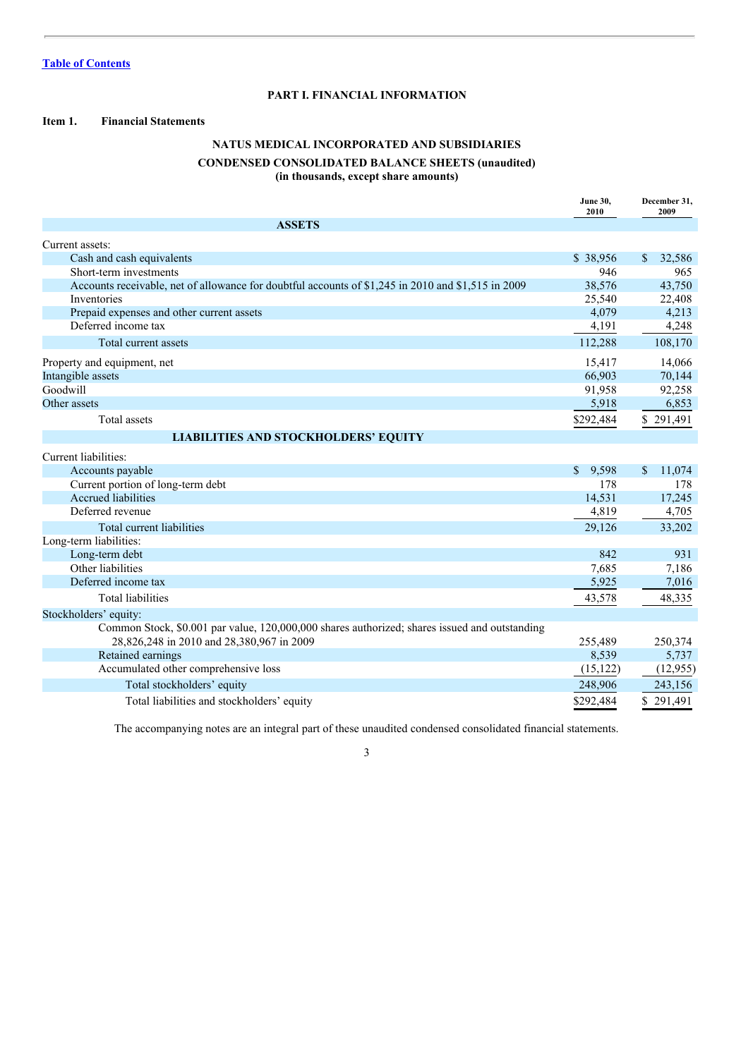[Table of Contents](#)

## PART I. FINANCIAL INFORMATION

**Item 1. Financial Statements**

## NATUS MEDICAL INCORPORATED AND SUBSIDIARIES

### CONDENSED CONSOLIDATED BALANCE SHEETS (unaudited)
### (in thousands, except share amounts)

| | June 30, 2010 | December 31, 2009 |
|---|---|---|
| **ASSETS** | | |
| Current assets: | | |
| Cash and cash equivalents | $ 38,956 | $ 32,586 |
| Short-term investments | 946 | 965 |
| Accounts receivable, net of allowance for doubtful accounts of $1,245 in 2010 and $1,515 in 2009 | 38,576 | 43,750 |
| Inventories | 25,540 | 22,408 |
| Prepaid expenses and other current assets | 4,079 | 4,213 |
| Deferred income tax | 4,191 | 4,248 |
| Total current assets | 112,288 | 108,170 |
| Property and equipment, net | 15,417 | 14,066 |
| Intangible assets | 66,903 | 70,144 |
| Goodwill | 91,958 | 92,258 |
| Other assets | 5,918 | 6,853 |
| Total assets | $292,484 | $ 291,491 |
| **LIABILITIES AND STOCKHOLDERS' EQUITY** | | |
| Current liabilities: | | |
| Accounts payable | $ 9,598 | $ 11,074 |
| Current portion of long-term debt | 178 | 178 |
| Accrued liabilities | 14,531 | 17,245 |
| Deferred revenue | 4,819 | 4,705 |
| Total current liabilities | 29,126 | 33,202 |
| Long-term liabilities: | | |
| Long-term debt | 842 | 931 |
| Other liabilities | 7,685 | 7,186 |
| Deferred income tax | 5,925 | 7,016 |
| Total liabilities | 43,578 | 48,335 |
| Stockholders' equity: | | |
| Common Stock, $0.001 par value, 120,000,000 shares authorized; shares issued and outstanding 28,826,248 in 2010 and 28,380,967 in 2009 | 255,489 | 250,374 |
| Retained earnings | 8,539 | 5,737 |
| Accumulated other comprehensive loss | (15,122) | (12,955) |
| Total stockholders' equity | 248,906 | 243,156 |
| Total liabilities and stockholders' equity | $292,484 | $ 291,491 |

The accompanying notes are an integral part of these unaudited condensed consolidated financial statements.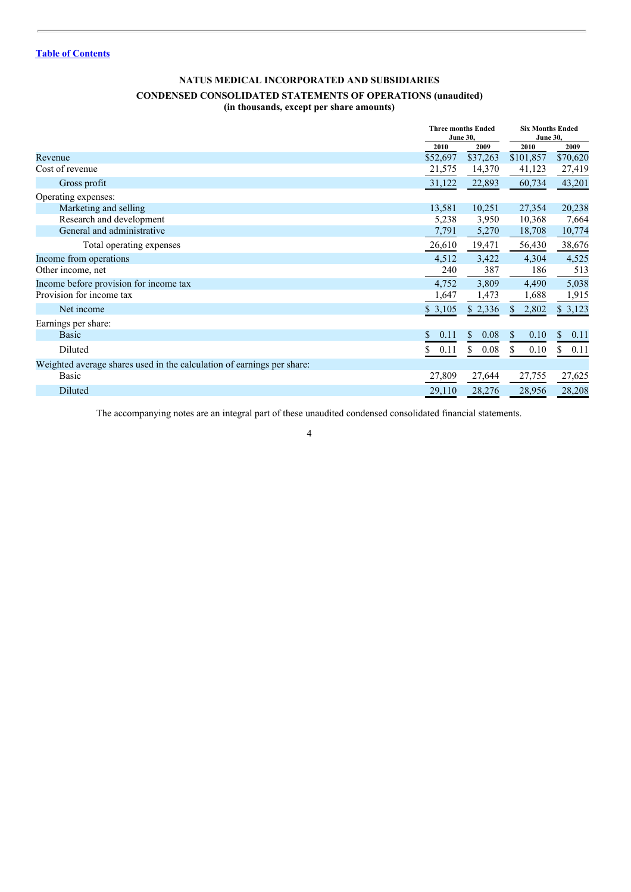[Table of Contents]

## NATUS MEDICAL INCORPORATED AND SUBSIDIARIES

### CONDENSED CONSOLIDATED STATEMENTS OF OPERATIONS (unaudited)
### (in thousands, except per share amounts)

| | Three months Ended June 30, | | Six Months Ended June 30, | |
|---|---|---|---|---|
| | 2010 | 2009 | 2010 | 2009 |
| Revenue | $52,697 | $37,263 | $101,857 | $70,620 |
| Cost of revenue | 21,575 | 14,370 | 41,123 | 27,419 |
| Gross profit | 31,122 | 22,893 | 60,734 | 43,201 |
| Operating expenses: | | | | |
| Marketing and selling | 13,581 | 10,251 | 27,354 | 20,238 |
| Research and development | 5,238 | 3,950 | 10,368 | 7,664 |
| General and administrative | 7,791 | 5,270 | 18,708 | 10,774 |
| Total operating expenses | 26,610 | 19,471 | 56,430 | 38,676 |
| Income from operations | 4,512 | 3,422 | 4,304 | 4,525 |
| Other income, net | 240 | 387 | 186 | 513 |
| Income before provision for income tax | 4,752 | 3,809 | 4,490 | 5,038 |
| Provision for income tax | 1,647 | 1,473 | 1,688 | 1,915 |
| Net income | $ 3,105 | $ 2,336 | $ 2,802 | $ 3,123 |
| Earnings per share: | | | | |
| Basic | $ 0.11 | $ 0.08 | $ 0.10 | $ 0.11 |
| Diluted | $ 0.11 | $ 0.08 | $ 0.10 | $ 0.11 |
| Weighted average shares used in the calculation of earnings per share: | | | | |
| Basic | 27,809 | 27,644 | 27,755 | 27,625 |
| Diluted | 29,110 | 28,276 | 28,956 | 28,208 |

The accompanying notes are an integral part of these unaudited condensed consolidated financial statements.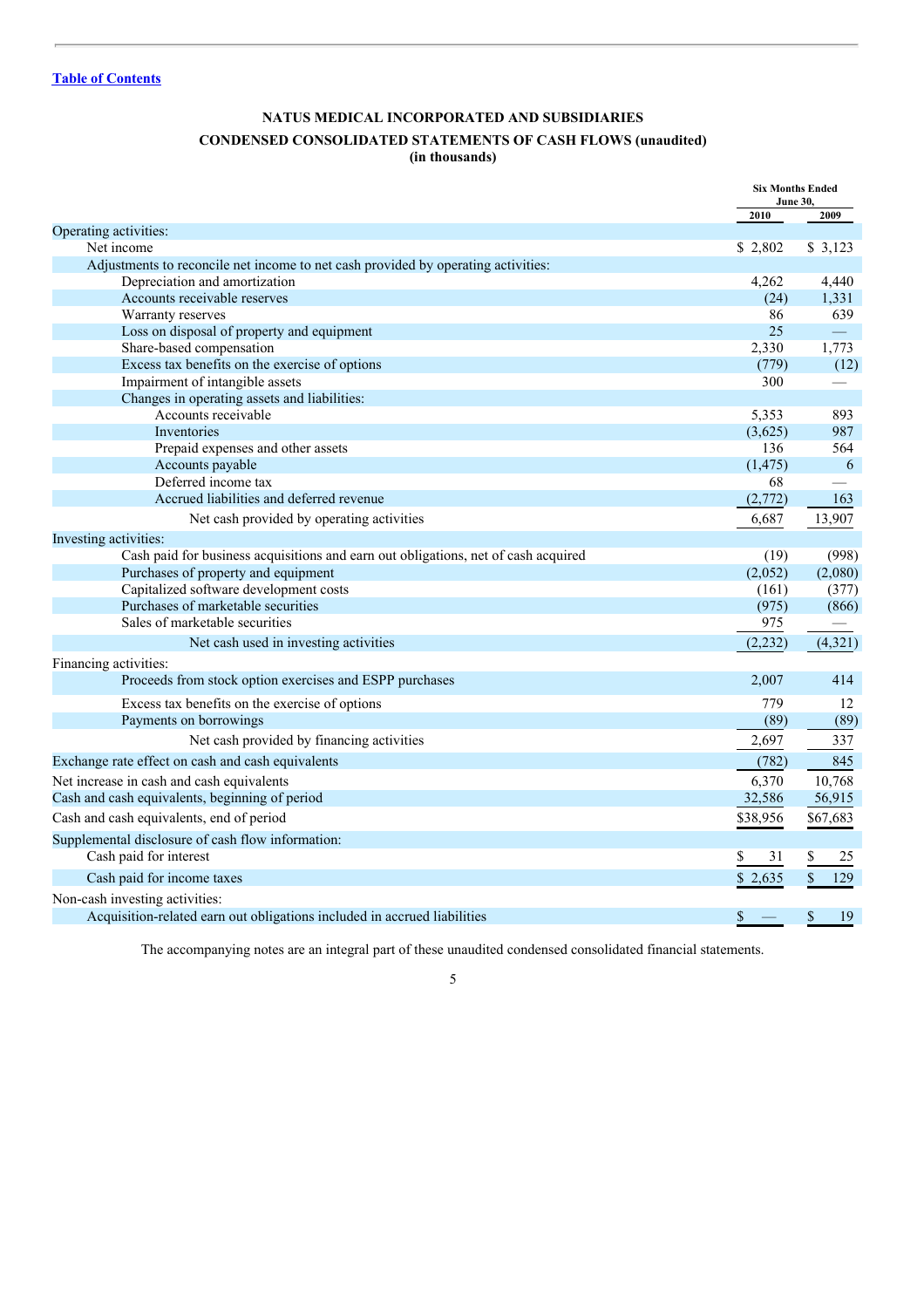[Table of Contents](#)

# NATUS MEDICAL INCORPORATED AND SUBSIDIARIES

## CONDENSED CONSOLIDATED STATEMENTS OF CASH FLOWS (unaudited)

**(in thousands)**

| | Six Months Ended June 30, | |
|---|---|---|
| | 2010 | 2009 |
| Operating activities: | | |
| Net income | $ 2,802 | $ 3,123 |
| Adjustments to reconcile net income to net cash provided by operating activities: | | |
| Depreciation and amortization | 4,262 | 4,440 |
| Accounts receivable reserves | (24) | 1,331 |
| Warranty reserves | 86 | 639 |
| Loss on disposal of property and equipment | 25 | — |
| Share-based compensation | 2,330 | 1,773 |
| Excess tax benefits on the exercise of options | (779) | (12) |
| Impairment of intangible assets | 300 | — |
| Changes in operating assets and liabilities: | | |
| Accounts receivable | 5,353 | 893 |
| Inventories | (3,625) | 987 |
| Prepaid expenses and other assets | 136 | 564 |
| Accounts payable | (1,475) | 6 |
| Deferred income tax | 68 | — |
| Accrued liabilities and deferred revenue | (2,772) | 163 |
| Net cash provided by operating activities | 6,687 | 13,907 |
| Investing activities: | | |
| Cash paid for business acquisitions and earn out obligations, net of cash acquired | (19) | (998) |
| Purchases of property and equipment | (2,052) | (2,080) |
| Capitalized software development costs | (161) | (377) |
| Purchases of marketable securities | (975) | (866) |
| Sales of marketable securities | 975 | — |
| Net cash used in investing activities | (2,232) | (4,321) |
| Financing activities: | | |
| Proceeds from stock option exercises and ESPP purchases | 2,007 | 414 |
| Excess tax benefits on the exercise of options | 779 | 12 |
| Payments on borrowings | (89) | (89) |
| Net cash provided by financing activities | 2,697 | 337 |
| Exchange rate effect on cash and cash equivalents | (782) | 845 |
| Net increase in cash and cash equivalents | 6,370 | 10,768 |
| Cash and cash equivalents, beginning of period | 32,586 | 56,915 |
| Cash and cash equivalents, end of period | $38,956 | $67,683 |
| Supplemental disclosure of cash flow information: | | |
| Cash paid for interest | $ 31 | $ 25 |
| Cash paid for income taxes | $ 2,635 | $ 129 |
| Non-cash investing activities: | | |
| Acquisition-related earn out obligations included in accrued liabilities | $ — | $ 19 |

The accompanying notes are an integral part of these unaudited condensed consolidated financial statements.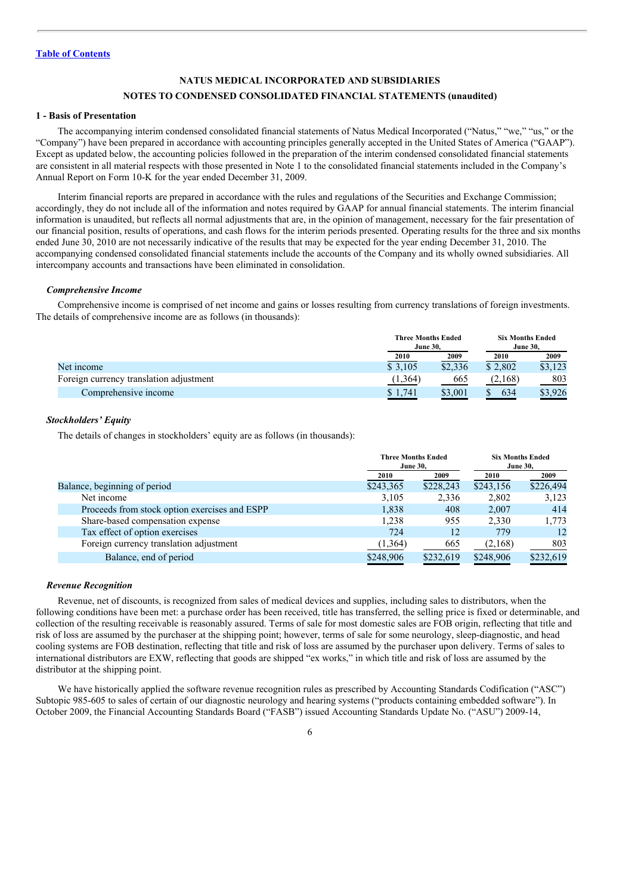[Table of Contents](#)

# NATUS MEDICAL INCORPORATED AND SUBSIDIARIES

## NOTES TO CONDENSED CONSOLIDATED FINANCIAL STATEMENTS (unaudited)

### 1 - Basis of Presentation

The accompanying interim condensed consolidated financial statements of Natus Medical Incorporated ("Natus," "we," "us," or the "Company") have been prepared in accordance with accounting principles generally accepted in the United States of America ("GAAP"). Except as updated below, the accounting policies followed in the preparation of the interim condensed consolidated financial statements are consistent in all material respects with those presented in Note 1 to the consolidated financial statements included in the Company's Annual Report on Form 10-K for the year ended December 31, 2009.

Interim financial reports are prepared in accordance with the rules and regulations of the Securities and Exchange Commission; accordingly, they do not include all of the information and notes required by GAAP for annual financial statements. The interim financial information is unaudited, but reflects all normal adjustments that are, in the opinion of management, necessary for the fair presentation of our financial position, results of operations, and cash flows for the interim periods presented. Operating results for the three and six months ended June 30, 2010 are not necessarily indicative of the results that may be expected for the year ending December 31, 2010. The accompanying condensed consolidated financial statements include the accounts of the Company and its wholly owned subsidiaries. All intercompany accounts and transactions have been eliminated in consolidation.

#### *Comprehensive Income*

Comprehensive income is comprised of net income and gains or losses resulting from currency translations of foreign investments. The details of comprehensive income are as follows (in thousands):

| | Three Months Ended June 30, | | Six Months Ended June 30, | |
|---|---|---|---|---|
| | 2010 | 2009 | 2010 | 2009 |
| Net income | $ 3,105 | $2,336 | $ 2,802 | $3,123 |
| Foreign currency translation adjustment | (1,364) | 665 | (2,168) | 803 |
| Comprehensive income | $ 1,741 | $3,001 | $ 634 | $3,926 |

#### *Stockholders' Equity*

The details of changes in stockholders' equity are as follows (in thousands):

| | Three Months Ended June 30, | | Six Months Ended June 30, | |
|---|---|---|---|---|
| | 2010 | 2009 | 2010 | 2009 |
| Balance, beginning of period | $243,365 | $228,243 | $243,156 | $226,494 |
| Net income | 3,105 | 2,336 | 2,802 | 3,123 |
| Proceeds from stock option exercises and ESPP | 1,838 | 408 | 2,007 | 414 |
| Share-based compensation expense | 1,238 | 955 | 2,330 | 1,773 |
| Tax effect of option exercises | 724 | 12 | 779 | 12 |
| Foreign currency translation adjustment | (1,364) | 665 | (2,168) | 803 |
| Balance, end of period | $248,906 | $232,619 | $248,906 | $232,619 |

#### *Revenue Recognition*

Revenue, net of discounts, is recognized from sales of medical devices and supplies, including sales to distributors, when the following conditions have been met: a purchase order has been received, title has transferred, the selling price is fixed or determinable, and collection of the resulting receivable is reasonably assured. Terms of sale for most domestic sales are FOB origin, reflecting that title and risk of loss are assumed by the purchaser at the shipping point; however, terms of sale for some neurology, sleep-diagnostic, and head cooling systems are FOB destination, reflecting that title and risk of loss are assumed by the purchaser upon delivery. Terms of sales to international distributors are EXW, reflecting that goods are shipped "ex works," in which title and risk of loss are assumed by the distributor at the shipping point.

We have historically applied the software revenue recognition rules as prescribed by Accounting Standards Codification ("ASC") Subtopic 985-605 to sales of certain of our diagnostic neurology and hearing systems ("products containing embedded software"). In October 2009, the Financial Accounting Standards Board ("FASB") issued Accounting Standards Update No. ("ASU") 2009-14,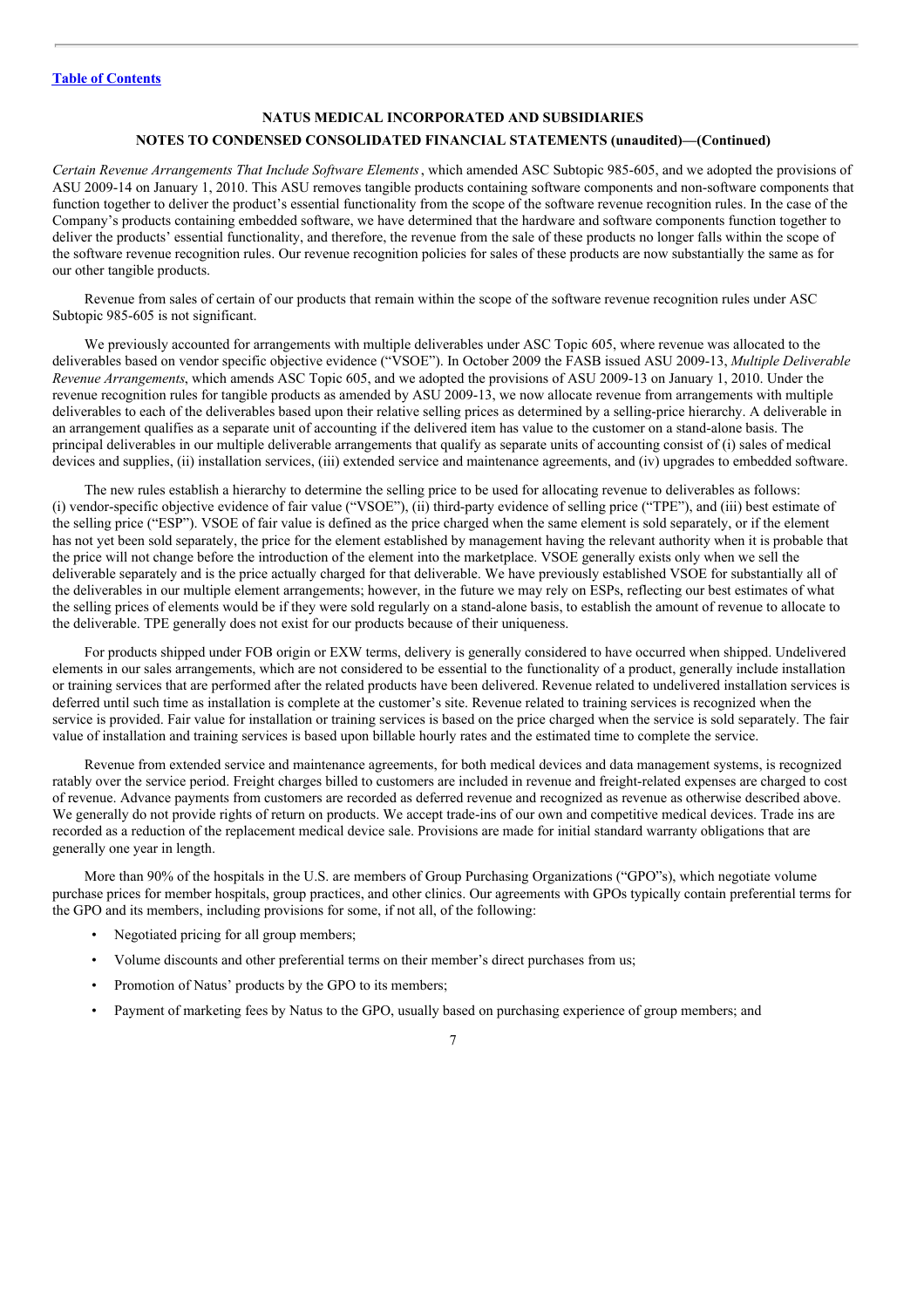*Certain Revenue Arrangements That Include Software Elements*, which amended ASC Subtopic 985-605, and we adopted the provisions of ASU 2009-14 on January 1, 2010. This ASU removes tangible products containing software components and non-software components that function together to deliver the product's essential functionality from the scope of the software revenue recognition rules. In the case of the Company's products containing embedded software, we have determined that the hardware and software components function together to deliver the products' essential functionality, and therefore, the revenue from the sale of these products no longer falls within the scope of the software revenue recognition rules. Our revenue recognition policies for sales of these products are now substantially the same as for our other tangible products.

Revenue from sales of certain of our products that remain within the scope of the software revenue recognition rules under ASC Subtopic 985-605 is not significant.

We previously accounted for arrangements with multiple deliverables under ASC Topic 605, where revenue was allocated to the deliverables based on vendor specific objective evidence ("VSOE"). In October 2009 the FASB issued ASU 2009-13, *Multiple Deliverable Revenue Arrangements*, which amends ASC Topic 605, and we adopted the provisions of ASU 2009-13 on January 1, 2010. Under the revenue recognition rules for tangible products as amended by ASU 2009-13, we now allocate revenue from arrangements with multiple deliverables to each of the deliverables based upon their relative selling prices as determined by a selling-price hierarchy. A deliverable in an arrangement qualifies as a separate unit of accounting if the delivered item has value to the customer on a stand-alone basis. The principal deliverables in our multiple deliverable arrangements that qualify as separate units of accounting consist of (i) sales of medical devices and supplies, (ii) installation services, (iii) extended service and maintenance agreements, and (iv) upgrades to embedded software.

The new rules establish a hierarchy to determine the selling price to be used for allocating revenue to deliverables as follows: (i) vendor-specific objective evidence of fair value ("VSOE"), (ii) third-party evidence of selling price ("TPE"), and (iii) best estimate of the selling price ("ESP"). VSOE of fair value is defined as the price charged when the same element is sold separately, or if the element has not yet been sold separately, the price for the element established by management having the relevant authority when it is probable that the price will not change before the introduction of the element into the marketplace. VSOE generally exists only when we sell the deliverable separately and is the price actually charged for that deliverable. We have previously established VSOE for substantially all of the deliverables in our multiple element arrangements; however, in the future we may rely on ESPs, reflecting our best estimates of what the selling prices of elements would be if they were sold regularly on a stand-alone basis, to establish the amount of revenue to allocate to the deliverable. TPE generally does not exist for our products because of their uniqueness.

For products shipped under FOB origin or EXW terms, delivery is generally considered to have occurred when shipped. Undelivered elements in our sales arrangements, which are not considered to be essential to the functionality of a product, generally include installation or training services that are performed after the related products have been delivered. Revenue related to undelivered installation services is deferred until such time as installation is complete at the customer's site. Revenue related to training services is recognized when the service is provided. Fair value for installation or training services is based on the price charged when the service is sold separately. The fair value of installation and training services is based upon billable hourly rates and the estimated time to complete the service.

Revenue from extended service and maintenance agreements, for both medical devices and data management systems, is recognized ratably over the service period. Freight charges billed to customers are included in revenue and freight-related expenses are charged to cost of revenue. Advance payments from customers are recorded as deferred revenue and recognized as revenue as otherwise described above. We generally do not provide rights of return on products. We accept trade-ins of our own and competitive medical devices. Trade ins are recorded as a reduction of the replacement medical device sale. Provisions are made for initial standard warranty obligations that are generally one year in length.

More than 90% of the hospitals in the U.S. are members of Group Purchasing Organizations ("GPO"s), which negotiate volume purchase prices for member hospitals, group practices, and other clinics. Our agreements with GPOs typically contain preferential terms for the GPO and its members, including provisions for some, if not all, of the following:

- Negotiated pricing for all group members;
- Volume discounts and other preferential terms on their member's direct purchases from us;
- Promotion of Natus' products by the GPO to its members;
- Payment of marketing fees by Natus to the GPO, usually based on purchasing experience of group members; and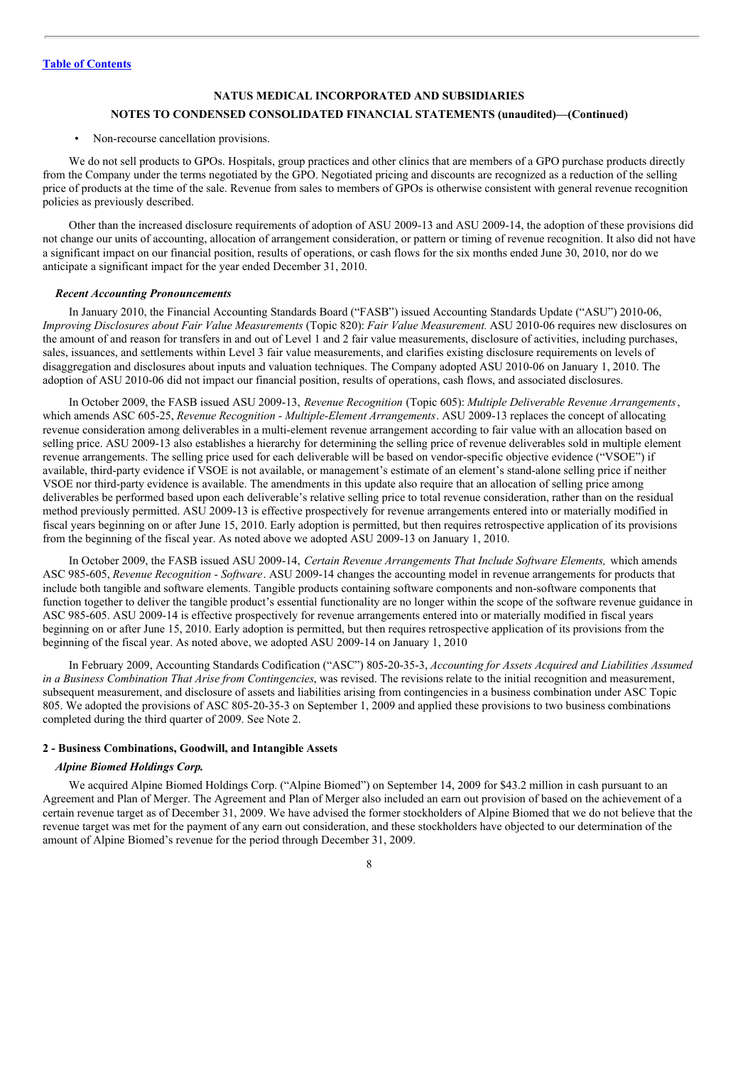**NATUS MEDICAL INCORPORATED AND SUBSIDIARIES**

**NOTES TO CONDENSED CONSOLIDATED FINANCIAL STATEMENTS (unaudited)—(Continued)**

- Non-recourse cancellation provisions.

We do not sell products to GPOs. Hospitals, group practices and other clinics that are members of a GPO purchase products directly from the Company under the terms negotiated by the GPO. Negotiated pricing and discounts are recognized as a reduction of the selling price of products at the time of the sale. Revenue from sales to members of GPOs is otherwise consistent with general revenue recognition policies as previously described.

Other than the increased disclosure requirements of adoption of ASU 2009-13 and ASU 2009-14, the adoption of these provisions did not change our units of accounting, allocation of arrangement consideration, or pattern or timing of revenue recognition. It also did not have a significant impact on our financial position, results of operations, or cash flows for the six months ended June 30, 2010, nor do we anticipate a significant impact for the year ended December 31, 2010.

***Recent Accounting Pronouncements***

In January 2010, the Financial Accounting Standards Board ("FASB") issued Accounting Standards Update ("ASU") 2010-06, *Improving Disclosures about Fair Value Measurements* (Topic 820): *Fair Value Measurement.* ASU 2010-06 requires new disclosures on the amount of and reason for transfers in and out of Level 1 and 2 fair value measurements, disclosure of activities, including purchases, sales, issuances, and settlements within Level 3 fair value measurements, and clarifies existing disclosure requirements on levels of disaggregation and disclosures about inputs and valuation techniques. The Company adopted ASU 2010-06 on January 1, 2010. The adoption of ASU 2010-06 did not impact our financial position, results of operations, cash flows, and associated disclosures.

In October 2009, the FASB issued ASU 2009-13, *Revenue Recognition* (Topic 605): *Multiple Deliverable Revenue Arrangements*, which amends ASC 605-25, *Revenue Recognition - Multiple-Element Arrangements*. ASU 2009-13 replaces the concept of allocating revenue consideration among deliverables in a multi-element revenue arrangement according to fair value with an allocation based on selling price. ASU 2009-13 also establishes a hierarchy for determining the selling price of revenue deliverables sold in multiple element revenue arrangements. The selling price used for each deliverable will be based on vendor-specific objective evidence ("VSOE") if available, third-party evidence if VSOE is not available, or management's estimate of an element's stand-alone selling price if neither VSOE nor third-party evidence is available. The amendments in this update also require that an allocation of selling price among deliverables be performed based upon each deliverable's relative selling price to total revenue consideration, rather than on the residual method previously permitted. ASU 2009-13 is effective prospectively for revenue arrangements entered into or materially modified in fiscal years beginning on or after June 15, 2010. Early adoption is permitted, but then requires retrospective application of its provisions from the beginning of the fiscal year. As noted above we adopted ASU 2009-13 on January 1, 2010.

In October 2009, the FASB issued ASU 2009-14, *Certain Revenue Arrangements That Include Software Elements,* which amends ASC 985-605, *Revenue Recognition - Software*. ASU 2009-14 changes the accounting model in revenue arrangements for products that include both tangible and software elements. Tangible products containing software components and non-software components that function together to deliver the tangible product's essential functionality are no longer within the scope of the software revenue guidance in ASC 985-605. ASU 2009-14 is effective prospectively for revenue arrangements entered into or materially modified in fiscal years beginning on or after June 15, 2010. Early adoption is permitted, but then requires retrospective application of its provisions from the beginning of the fiscal year. As noted above, we adopted ASU 2009-14 on January 1, 2010

In February 2009, Accounting Standards Codification ("ASC") 805-20-35-3, *Accounting for Assets Acquired and Liabilities Assumed in a Business Combination That Arise from Contingencies*, was revised. The revisions relate to the initial recognition and measurement, subsequent measurement, and disclosure of assets and liabilities arising from contingencies in a business combination under ASC Topic 805. We adopted the provisions of ASC 805-20-35-3 on September 1, 2009 and applied these provisions to two business combinations completed during the third quarter of 2009. See Note 2.

**2 - Business Combinations, Goodwill, and Intangible Assets**

***Alpine Biomed Holdings Corp.***

We acquired Alpine Biomed Holdings Corp. ("Alpine Biomed") on September 14, 2009 for $43.2 million in cash pursuant to an Agreement and Plan of Merger. The Agreement and Plan of Merger also included an earn out provision of based on the achievement of a certain revenue target as of December 31, 2009. We have advised the former stockholders of Alpine Biomed that we do not believe that the revenue target was met for the payment of any earn out consideration, and these stockholders have objected to our determination of the amount of Alpine Biomed's revenue for the period through December 31, 2009.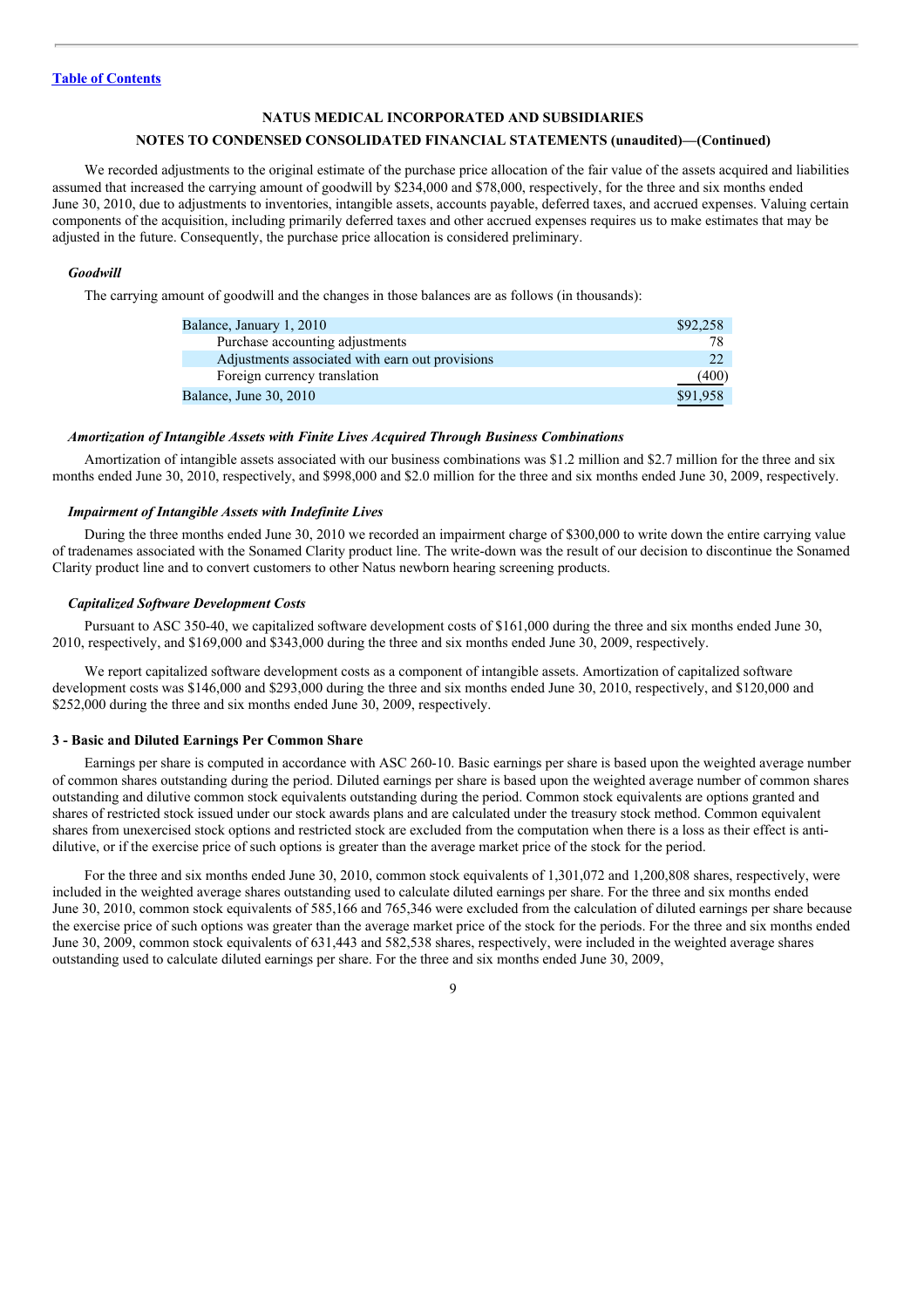[Table of Contents](#)

**NATUS MEDICAL INCORPORATED AND SUBSIDIARIES**

**NOTES TO CONDENSED CONSOLIDATED FINANCIAL STATEMENTS (unaudited)—(Continued)**

We recorded adjustments to the original estimate of the purchase price allocation of the fair value of the assets acquired and liabilities assumed that increased the carrying amount of goodwill by $234,000 and $78,000, respectively, for the three and six months ended June 30, 2010, due to adjustments to inventories, intangible assets, accounts payable, deferred taxes, and accrued expenses. Valuing certain components of the acquisition, including primarily deferred taxes and other accrued expenses requires us to make estimates that may be adjusted in the future. Consequently, the purchase price allocation is considered preliminary.

***Goodwill***

The carrying amount of goodwill and the changes in those balances are as follows (in thousands):

| | |
|---|---|
| Balance, January 1, 2010 | $92,258 |
| Purchase accounting adjustments | 78 |
| Adjustments associated with earn out provisions | 22 |
| Foreign currency translation | (400) |
| Balance, June 30, 2010 | $91,958 |

***Amortization of Intangible Assets with Finite Lives Acquired Through Business Combinations***

Amortization of intangible assets associated with our business combinations was $1.2 million and $2.7 million for the three and six months ended June 30, 2010, respectively, and $998,000 and $2.0 million for the three and six months ended June 30, 2009, respectively.

***Impairment of Intangible Assets with Indefinite Lives***

During the three months ended June 30, 2010 we recorded an impairment charge of $300,000 to write down the entire carrying value of tradenames associated with the Sonamed Clarity product line. The write-down was the result of our decision to discontinue the Sonamed Clarity product line and to convert customers to other Natus newborn hearing screening products.

***Capitalized Software Development Costs***

Pursuant to ASC 350-40, we capitalized software development costs of $161,000 during the three and six months ended June 30, 2010, respectively, and $169,000 and $343,000 during the three and six months ended June 30, 2009, respectively.

We report capitalized software development costs as a component of intangible assets. Amortization of capitalized software development costs was $146,000 and $293,000 during the three and six months ended June 30, 2010, respectively, and $120,000 and $252,000 during the three and six months ended June 30, 2009, respectively.

**3 - Basic and Diluted Earnings Per Common Share**

Earnings per share is computed in accordance with ASC 260-10. Basic earnings per share is based upon the weighted average number of common shares outstanding during the period. Diluted earnings per share is based upon the weighted average number of common shares outstanding and dilutive common stock equivalents outstanding during the period. Common stock equivalents are options granted and shares of restricted stock issued under our stock awards plans and are calculated under the treasury stock method. Common equivalent shares from unexercised stock options and restricted stock are excluded from the computation when there is a loss as their effect is anti-dilutive, or if the exercise price of such options is greater than the average market price of the stock for the period.

For the three and six months ended June 30, 2010, common stock equivalents of 1,301,072 and 1,200,808 shares, respectively, were included in the weighted average shares outstanding used to calculate diluted earnings per share. For the three and six months ended June 30, 2010, common stock equivalents of 585,166 and 765,346 were excluded from the calculation of diluted earnings per share because the exercise price of such options was greater than the average market price of the stock for the periods. For the three and six months ended June 30, 2009, common stock equivalents of 631,443 and 582,538 shares, respectively, were included in the weighted average shares outstanding used to calculate diluted earnings per share. For the three and six months ended June 30, 2009,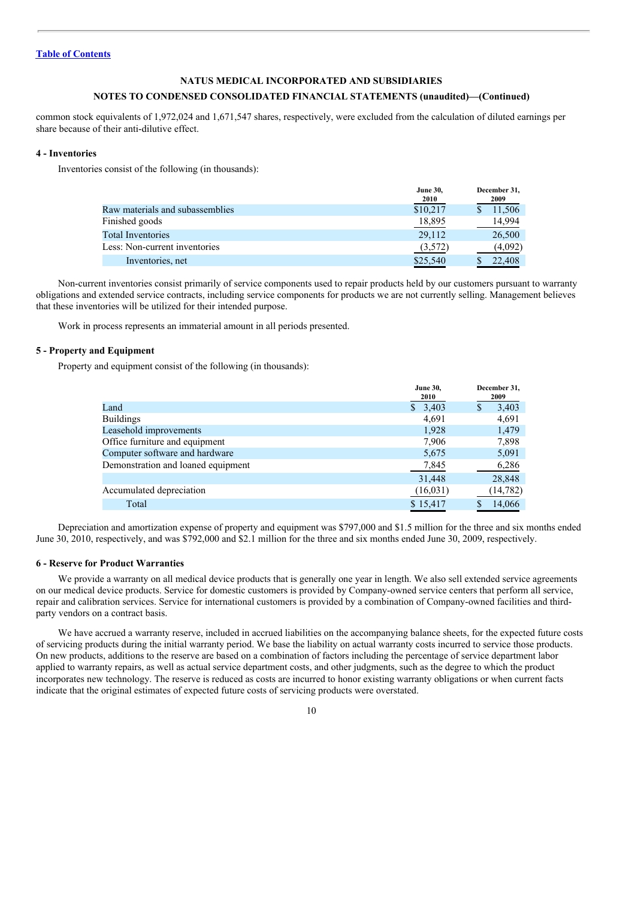[Table of Contents](#)

**NATUS MEDICAL INCORPORATED AND SUBSIDIARIES**

**NOTES TO CONDENSED CONSOLIDATED FINANCIAL STATEMENTS (unaudited)—(Continued)**

common stock equivalents of 1,972,024 and 1,671,547 shares, respectively, were excluded from the calculation of diluted earnings per share because of their anti-dilutive effect.

#### 4 - Inventories

Inventories consist of the following (in thousands):

| | June 30, 2010 | December 31, 2009 |
|---|---|---|
| Raw materials and subassemblies | $10,217 | $ 11,506 |
| Finished goods | 18,895 | 14,994 |
| Total Inventories | 29,112 | 26,500 |
| Less: Non-current inventories | (3,572) | (4,092) |
| Inventories, net | $25,540 | $ 22,408 |

Non-current inventories consist primarily of service components used to repair products held by our customers pursuant to warranty obligations and extended service contracts, including service components for products we are not currently selling. Management believes that these inventories will be utilized for their intended purpose.

Work in process represents an immaterial amount in all periods presented.

#### 5 - Property and Equipment

Property and equipment consist of the following (in thousands):

| | June 30, 2010 | December 31, 2009 |
|---|---|---|
| Land | $ 3,403 | $ 3,403 |
| Buildings | 4,691 | 4,691 |
| Leasehold improvements | 1,928 | 1,479 |
| Office furniture and equipment | 7,906 | 7,898 |
| Computer software and hardware | 5,675 | 5,091 |
| Demonstration and loaned equipment | 7,845 | 6,286 |
| | 31,448 | 28,848 |
| Accumulated depreciation | (16,031) | (14,782) |
| Total | $ 15,417 | $ 14,066 |

Depreciation and amortization expense of property and equipment was $797,000 and $1.5 million for the three and six months ended June 30, 2010, respectively, and was $792,000 and $2.1 million for the three and six months ended June 30, 2009, respectively.

#### 6 - Reserve for Product Warranties

We provide a warranty on all medical device products that is generally one year in length. We also sell extended service agreements on our medical device products. Service for domestic customers is provided by Company-owned service centers that perform all service, repair and calibration services. Service for international customers is provided by a combination of Company-owned facilities and third-party vendors on a contract basis.

We have accrued a warranty reserve, included in accrued liabilities on the accompanying balance sheets, for the expected future costs of servicing products during the initial warranty period. We base the liability on actual warranty costs incurred to service those products. On new products, additions to the reserve are based on a combination of factors including the percentage of service department labor applied to warranty repairs, as well as actual service department costs, and other judgments, such as the degree to which the product incorporates new technology. The reserve is reduced as costs are incurred to honor existing warranty obligations or when current facts indicate that the original estimates of expected future costs of servicing products were overstated.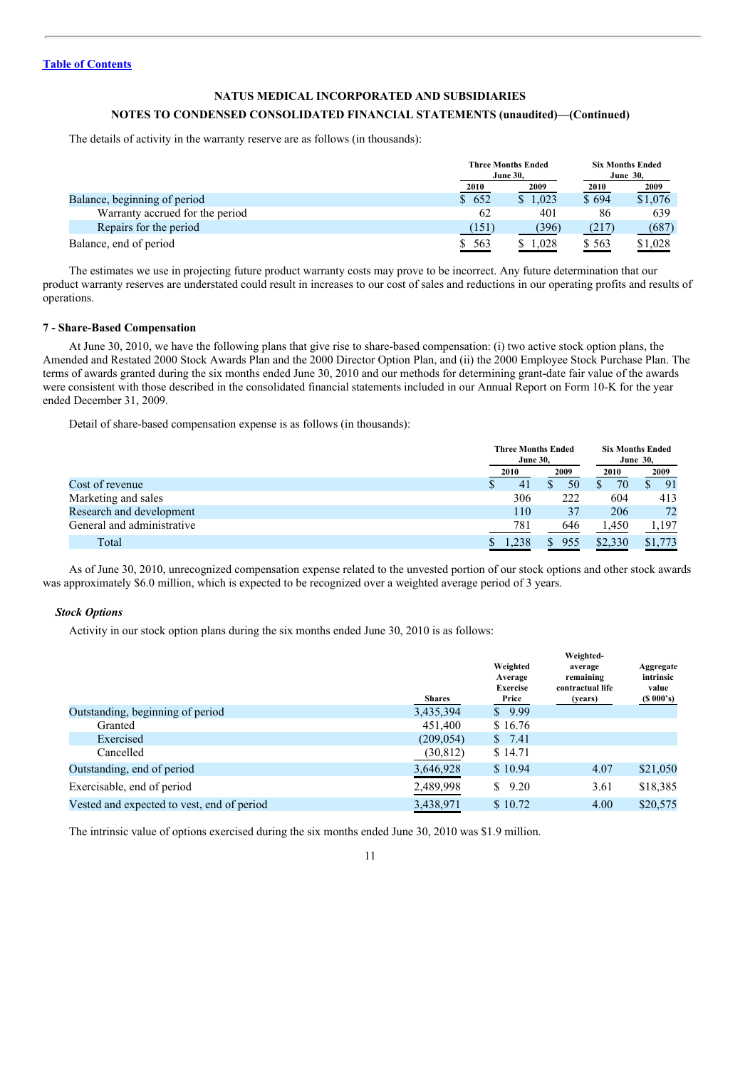Table of Contents

**NATUS MEDICAL INCORPORATED AND SUBSIDIARIES**

**NOTES TO CONDENSED CONSOLIDATED FINANCIAL STATEMENTS (unaudited)—(Continued)**

The details of activity in the warranty reserve are as follows (in thousands):

| | Three Months Ended June 30, | | Six Months Ended June 30, | |
|---|---|---|---|---|
| | 2010 | 2009 | 2010 | 2009 |
| Balance, beginning of period | $ 652 | $ 1,023 | $ 694 | $1,076 |
| Warranty accrued for the period | 62 | 401 | 86 | 639 |
| Repairs for the period | (151) | (396) | (217) | (687) |
| Balance, end of period | $ 563 | $ 1,028 | $ 563 | $1,028 |

The estimates we use in projecting future product warranty costs may prove to be incorrect. Any future determination that our product warranty reserves are understated could result in increases to our cost of sales and reductions in our operating profits and results of operations.

**7 - Share-Based Compensation**

At June 30, 2010, we have the following plans that give rise to share-based compensation: (i) two active stock option plans, the Amended and Restated 2000 Stock Awards Plan and the 2000 Director Option Plan, and (ii) the 2000 Employee Stock Purchase Plan. The terms of awards granted during the six months ended June 30, 2010 and our methods for determining grant-date fair value of the awards were consistent with those described in the consolidated financial statements included in our Annual Report on Form 10-K for the year ended December 31, 2009.

Detail of share-based compensation expense is as follows (in thousands):

| | Three Months Ended June 30, | | Six Months Ended June 30, | |
|---|---|---|---|---|
| | 2010 | 2009 | 2010 | 2009 |
| Cost of revenue | $ 41 | $ 50 | $ 70 | $ 91 |
| Marketing and sales | 306 | 222 | 604 | 413 |
| Research and development | 110 | 37 | 206 | 72 |
| General and administrative | 781 | 646 | 1,450 | 1,197 |
| Total | $ 1,238 | $ 955 | $2,330 | $1,773 |

As of June 30, 2010, unrecognized compensation expense related to the unvested portion of our stock options and other stock awards was approximately $6.0 million, which is expected to be recognized over a weighted average period of 3 years.

***Stock Options***

Activity in our stock option plans during the six months ended June 30, 2010 is as follows:

| | Shares | Weighted Average Exercise Price | Weighted-average remaining contractual life (years) | Aggregate intrinsic value ($ 000's) |
|---|---|---|---|---|
| Outstanding, beginning of period | 3,435,394 | $ 9.99 | | |
| Granted | 451,400 | $ 16.76 | | |
| Exercised | (209,054) | $ 7.41 | | |
| Cancelled | (30,812) | $ 14.71 | | |
| Outstanding, end of period | 3,646,928 | $ 10.94 | 4.07 | $21,050 |
| Exercisable, end of period | 2,489,998 | $ 9.20 | 3.61 | $18,385 |
| Vested and expected to vest, end of period | 3,438,971 | $ 10.72 | 4.00 | $20,575 |

The intrinsic value of options exercised during the six months ended June 30, 2010 was $1.9 million.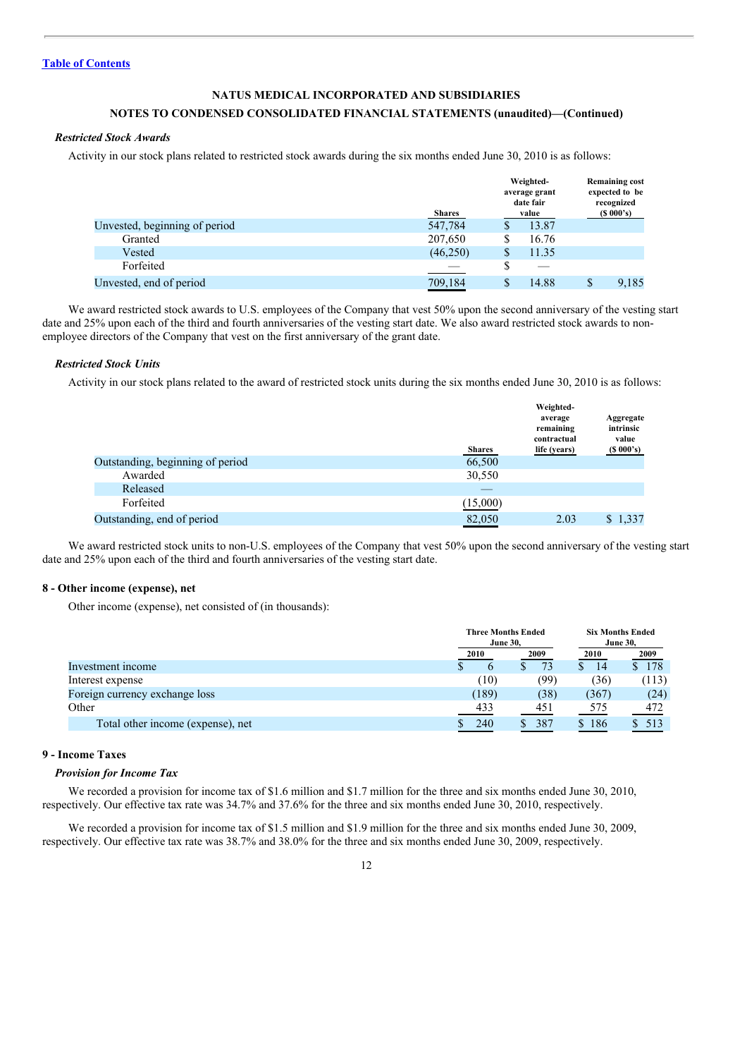[Table of Contents](#)

**NATUS MEDICAL INCORPORATED AND SUBSIDIARIES**

**NOTES TO CONDENSED CONSOLIDATED FINANCIAL STATEMENTS (unaudited)—(Continued)**

***Restricted Stock Awards***

Activity in our stock plans related to restricted stock awards during the six months ended June 30, 2010 is as follows:

| | Shares | Weighted-average grant date fair value | Remaining cost expected to be recognized ($ 000's) |
|---|---|---|---|
| Unvested, beginning of period | 547,784 | $ 13.87 | |
| Granted | 207,650 | $ 16.76 | |
| Vested | (46,250) | $ 11.35 | |
| Forfeited | — | $ — | |
| Unvested, end of period | 709,184 | $ 14.88 | $ 9,185 |

We award restricted stock awards to U.S. employees of the Company that vest 50% upon the second anniversary of the vesting start date and 25% upon each of the third and fourth anniversaries of the vesting start date. We also award restricted stock awards to non-employee directors of the Company that vest on the first anniversary of the grant date.

***Restricted Stock Units***

Activity in our stock plans related to the award of restricted stock units during the six months ended June 30, 2010 is as follows:

| | Shares | Weighted-average remaining contractual life (years) | Aggregate intrinsic value ($ 000's) |
|---|---|---|---|
| Outstanding, beginning of period | 66,500 | | |
| Awarded | 30,550 | | |
| Released | — | | |
| Forfeited | (15,000) | | |
| Outstanding, end of period | 82,050 | 2.03 | $ 1,337 |

We award restricted stock units to non-U.S. employees of the Company that vest 50% upon the second anniversary of the vesting start date and 25% upon each of the third and fourth anniversaries of the vesting start date.

## 8 - Other income (expense), net

Other income (expense), net consisted of (in thousands):

| | Three Months Ended June 30, | | Six Months Ended June 30, | |
|---|---|---|---|---|
| | 2010 | 2009 | 2010 | 2009 |
| Investment income | $ 6 | $ 73 | $ 14 | $ 178 |
| Interest expense | (10) | (99) | (36) | (113) |
| Foreign currency exchange loss | (189) | (38) | (367) | (24) |
| Other | 433 | 451 | 575 | 472 |
| Total other income (expense), net | $ 240 | $ 387 | $ 186 | $ 513 |

## 9 - Income Taxes

***Provision for Income Tax***

We recorded a provision for income tax of $1.6 million and $1.7 million for the three and six months ended June 30, 2010, respectively. Our effective tax rate was 34.7% and 37.6% for the three and six months ended June 30, 2010, respectively.

We recorded a provision for income tax of $1.5 million and $1.9 million for the three and six months ended June 30, 2009, respectively. Our effective tax rate was 38.7% and 38.0% for the three and six months ended June 30, 2009, respectively.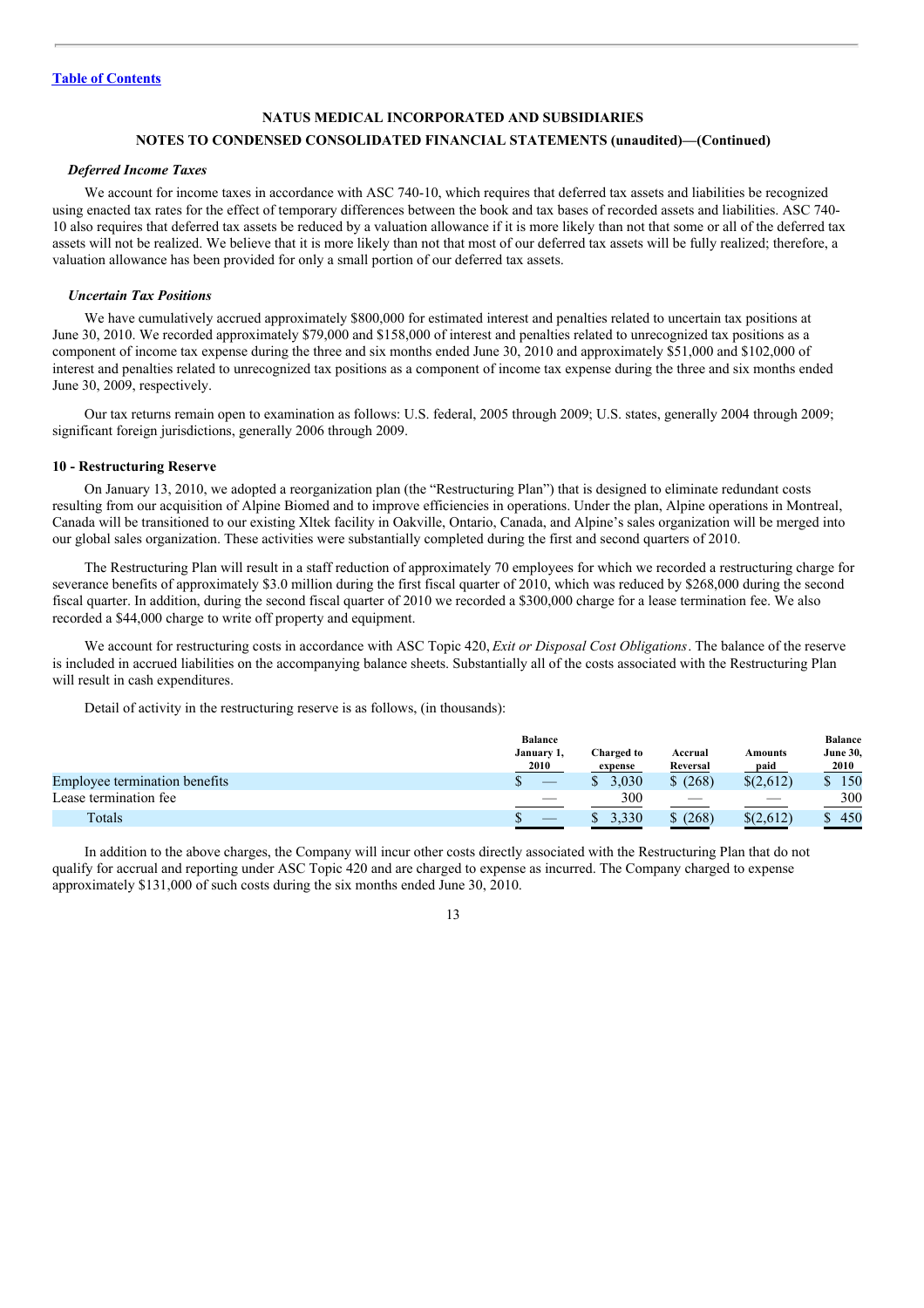[Table of Contents](#)

**NATUS MEDICAL INCORPORATED AND SUBSIDIARIES**

**NOTES TO CONDENSED CONSOLIDATED FINANCIAL STATEMENTS (unaudited)—(Continued)**

***Deferred Income Taxes***

We account for income taxes in accordance with ASC 740-10, which requires that deferred tax assets and liabilities be recognized using enacted tax rates for the effect of temporary differences between the book and tax bases of recorded assets and liabilities. ASC 740-10 also requires that deferred tax assets be reduced by a valuation allowance if it is more likely than not that some or all of the deferred tax assets will not be realized. We believe that it is more likely than not that most of our deferred tax assets will be fully realized; therefore, a valuation allowance has been provided for only a small portion of our deferred tax assets.

***Uncertain Tax Positions***

We have cumulatively accrued approximately $800,000 for estimated interest and penalties related to uncertain tax positions at June 30, 2010. We recorded approximately $79,000 and $158,000 of interest and penalties related to unrecognized tax positions as a component of income tax expense during the three and six months ended June 30, 2010 and approximately $51,000 and $102,000 of interest and penalties related to unrecognized tax positions as a component of income tax expense during the three and six months ended June 30, 2009, respectively.

Our tax returns remain open to examination as follows: U.S. federal, 2005 through 2009; U.S. states, generally 2004 through 2009; significant foreign jurisdictions, generally 2006 through 2009.

**10 - Restructuring Reserve**

On January 13, 2010, we adopted a reorganization plan (the "Restructuring Plan") that is designed to eliminate redundant costs resulting from our acquisition of Alpine Biomed and to improve efficiencies in operations. Under the plan, Alpine operations in Montreal, Canada will be transitioned to our existing Xltek facility in Oakville, Ontario, Canada, and Alpine's sales organization will be merged into our global sales organization. These activities were substantially completed during the first and second quarters of 2010.

The Restructuring Plan will result in a staff reduction of approximately 70 employees for which we recorded a restructuring charge for severance benefits of approximately $3.0 million during the first fiscal quarter of 2010, which was reduced by $268,000 during the second fiscal quarter. In addition, during the second fiscal quarter of 2010 we recorded a $300,000 charge for a lease termination fee. We also recorded a $44,000 charge to write off property and equipment.

We account for restructuring costs in accordance with ASC Topic 420, *Exit or Disposal Cost Obligations*. The balance of the reserve is included in accrued liabilities on the accompanying balance sheets. Substantially all of the costs associated with the Restructuring Plan will result in cash expenditures.

Detail of activity in the restructuring reserve is as follows, (in thousands):

| | Balance January 1, 2010 | Charged to expense | Accrual Reversal | Amounts paid | Balance June 30, 2010 |
|---|---|---|---|---|---|
| Employee termination benefits | $ — | $ 3,030 | $ (268) | $(2,612) | $ 150 |
| Lease termination fee | — | 300 | — | — | 300 |
| Totals | $ — | $ 3,330 | $ (268) | $(2,612) | $ 450 |

In addition to the above charges, the Company will incur other costs directly associated with the Restructuring Plan that do not qualify for accrual and reporting under ASC Topic 420 and are charged to expense as incurred. The Company charged to expense approximately $131,000 of such costs during the six months ended June 30, 2010.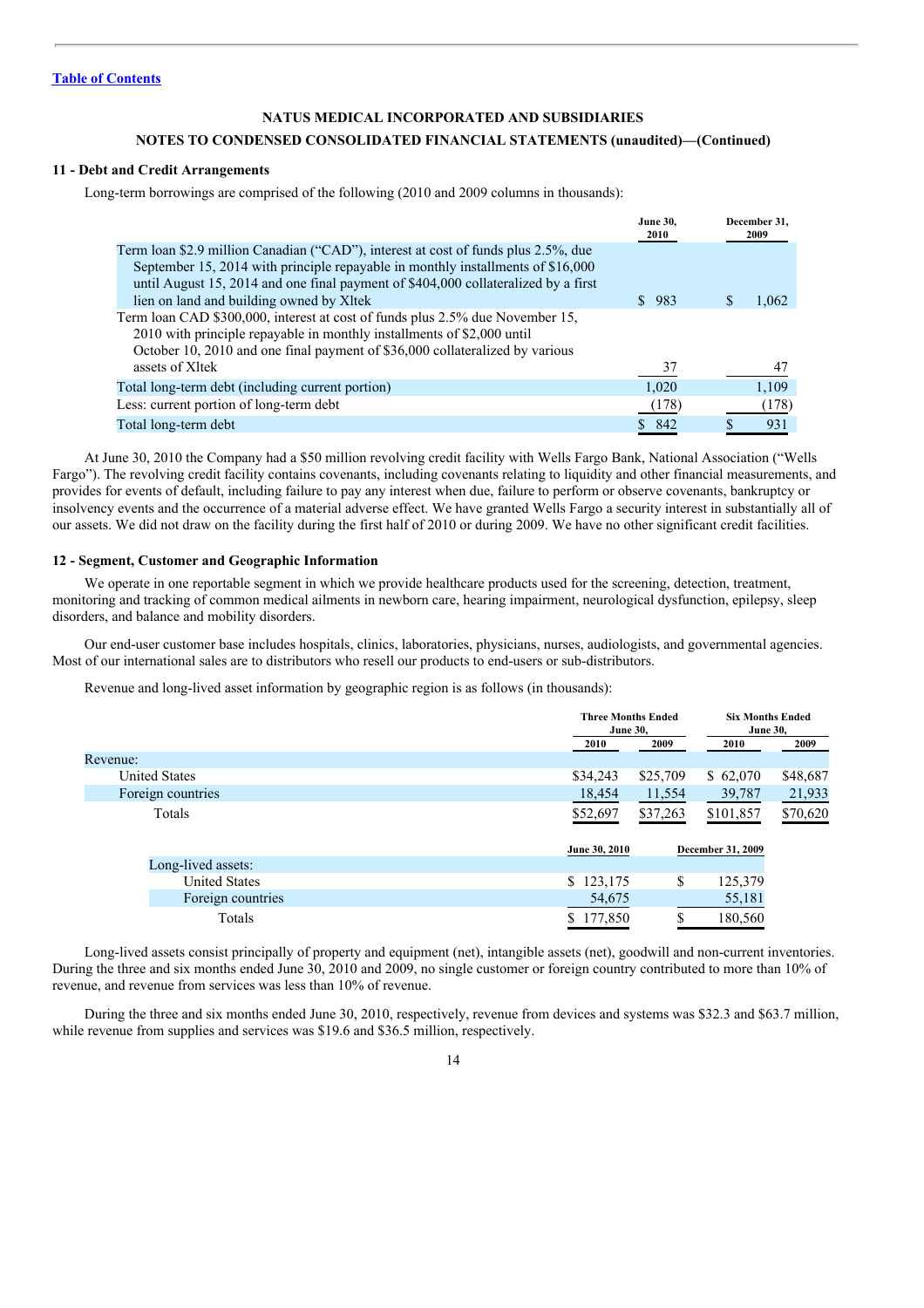[Table of Contents](#)

**NATUS MEDICAL INCORPORATED AND SUBSIDIARIES**

**NOTES TO CONDENSED CONSOLIDATED FINANCIAL STATEMENTS (unaudited)—(Continued)**

### 11 - Debt and Credit Arrangements

Long-term borrowings are comprised of the following (2010 and 2009 columns in thousands):

| | June 30, 2010 | December 31, 2009 |
|---|---|---|
| Term loan $2.9 million Canadian ("CAD"), interest at cost of funds plus 2.5%, due September 15, 2014 with principal repayable in monthly installments of $16,000 until August 15, 2014 and one final payment of $404,000 collateralized by a first lien on land and building owned by Xltek | $ 983 | $ 1,062 |
| Term loan CAD $300,000, interest at cost of funds plus 2.5% due November 15, 2010 with principle repayable in monthly installments of $2,000 until October 10, 2010 and one final payment of $36,000 collateralized by various assets of Xltek | 37 | 47 |
| Total long-term debt (including current portion) | 1,020 | 1,109 |
| Less: current portion of long-term debt | (178) | (178) |
| Total long-term debt | $ 842 | $ 931 |

At June 30, 2010 the Company had a $50 million revolving credit facility with Wells Fargo Bank, National Association ("Wells Fargo"). The revolving credit facility contains covenants, including covenants relating to liquidity and other financial measurements, and provides for events of default, including failure to pay any interest when due, failure to perform or observe covenants, bankruptcy or insolvency events and the occurrence of a material adverse effect. We have granted Wells Fargo a security interest in substantially all of our assets. We did not draw on the facility during the first half of 2010 or during 2009. We have no other significant credit facilities.

### 12 - Segment, Customer and Geographic Information

We operate in one reportable segment in which we provide healthcare products used for the screening, detection, treatment, monitoring and tracking of common medical ailments in newborn care, hearing impairment, neurological dysfunction, epilepsy, sleep disorders, and balance and mobility disorders.

Our end-user customer base includes hospitals, clinics, laboratories, physicians, nurses, audiologists, and governmental agencies. Most of our international sales are to distributors who resell our products to end-users or sub-distributors.

Revenue and long-lived asset information by geographic region is as follows (in thousands):

| | Three Months Ended June 30, | | Six Months Ended June 30, | |
|---|---|---|---|---|
| | 2010 | 2009 | 2010 | 2009 |
| Revenue: | | | | |
| United States | $34,243 | $25,709 | $ 62,070 | $48,687 |
| Foreign countries | 18,454 | 11,554 | 39,787 | 21,933 |
| Totals | $52,697 | $37,263 | $101,857 | $70,620 |

| | June 30, 2010 | December 31, 2009 |
|---|---|---|
| Long-lived assets: | | |
| United States | $ 123,175 | $ 125,379 |
| Foreign countries | 54,675 | 55,181 |
| Totals | $ 177,850 | $ 180,560 |

Long-lived assets consist principally of property and equipment (net), intangible assets (net), goodwill and non-current inventories. During the three and six months ended June 30, 2010 and 2009, no single customer or foreign country contributed to more than 10% of revenue, and revenue from services was less than 10% of revenue.

During the three and six months ended June 30, 2010, respectively, revenue from devices and systems was $32.3 and $63.7 million, while revenue from supplies and services was $19.6 and $36.5 million, respectively.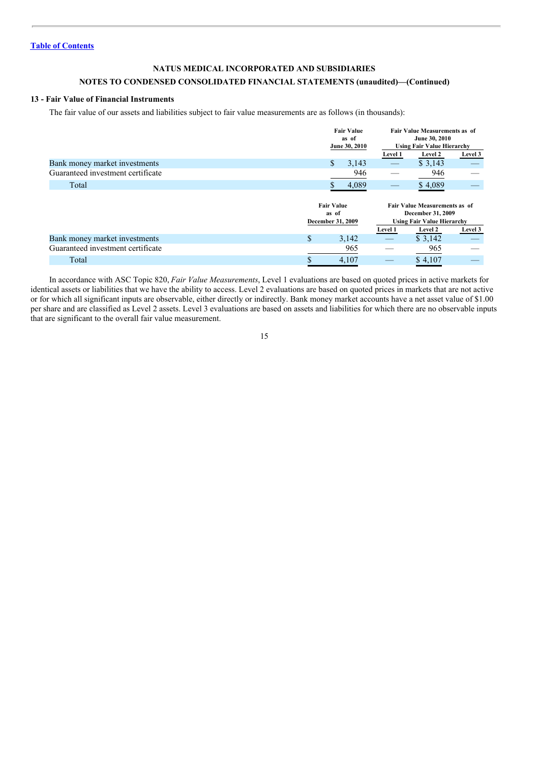Table of Contents

NATUS MEDICAL INCORPORATED AND SUBSIDIARIES

NOTES TO CONDENSED CONSOLIDATED FINANCIAL STATEMENTS (unaudited)—(Continued)

### 13 - Fair Value of Financial Instruments

The fair value of our assets and liabilities subject to fair value measurements are as follows (in thousands):

| | Fair Value as of June 30, 2010 | Fair Value Measurements as of June 30, 2010 Using Fair Value Hierarchy | | |
|---|---|---|---|---|
| | | Level 1 | Level 2 | Level 3 |
| Bank money market investments | $ 3,143 | — | $ 3,143 | — |
| Guaranteed investment certificate | 946 | — | 946 | — |
| Total | $ 4,089 | — | $ 4,089 | — |

| | Fair Value as of December 31, 2009 | Fair Value Measurements as of December 31, 2009 Using Fair Value Hierarchy | | |
|---|---|---|---|---|
| | | Level 1 | Level 2 | Level 3 |
| Bank money market investments | $ 3,142 | — | $ 3,142 | — |
| Guaranteed investment certificate | 965 | — | 965 | — |
| Total | $ 4,107 | — | $ 4,107 | — |

In accordance with ASC Topic 820, *Fair Value Measurements*, Level 1 evaluations are based on quoted prices in active markets for identical assets or liabilities that we have the ability to access. Level 2 evaluations are based on quoted prices in markets that are not active or for which all significant inputs are observable, either directly or indirectly. Bank money market accounts have a net asset value of $1.00 per share and are classified as Level 2 assets. Level 3 evaluations are based on assets and liabilities for which there are no observable inputs that are significant to the overall fair value measurement.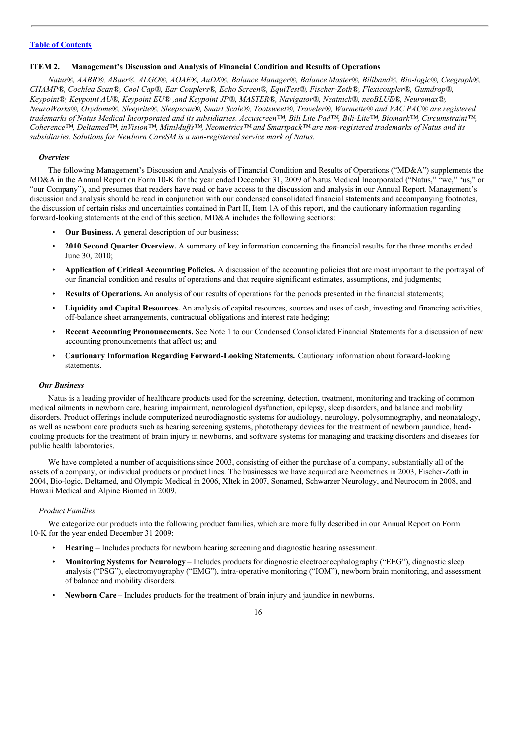[Table of Contents](#)

## ITEM 2. Management's Discussion and Analysis of Financial Condition and Results of Operations

*Natus®, AABR®, ABaer®, ALGO®, AOAE®, AuDX®, Balance Manager®, Balance Master®, Biliband®, Bio-logic®, Ceegraph®, CHAMP®, Cochlea Scan®, Cool Cap®, Ear Couplers®, Echo Screen®, EquiTest®, Fischer-Zoth®, Flexicoupler®, Gumdrop®, Keypoint®, Keypoint AU®, Keypoint EU® ,and Keypoint JP®, MASTER®, Navigator®, Neatnick®, neoBLUE®, Neuromax®, NeuroWorks®, Oxydome®, Sleeprite®, Sleepscan®, Smart Scale®, Tootsweet®, Traveler®, Warmette® and VAC PAC® are registered trademarks of Natus Medical Incorporated and its subsidiaries. Accuscreen™, Bili Lite Pad™, Bili-Lite™, Biomark™, Circumstraint™, Coherence™, Deltamed™, inVision™, MiniMuffs™, Neometrics™ and Smartpack™ are non-registered trademarks of Natus and its subsidiaries. Solutions for Newborn CareSM is a non-registered service mark of Natus.*

### *Overview*

The following Management's Discussion and Analysis of Financial Condition and Results of Operations ("MD&A") supplements the MD&A in the Annual Report on Form 10-K for the year ended December 31, 2009 of Natus Medical Incorporated ("Natus," "we," "us," or "our Company"), and presumes that readers have read or have access to the discussion and analysis in our Annual Report. Management's discussion and analysis should be read in conjunction with our condensed consolidated financial statements and accompanying footnotes, the discussion of certain risks and uncertainties contained in Part II, Item 1A of this report, and the cautionary information regarding forward-looking statements at the end of this section. MD&A includes the following sections:

- **Our Business.** A general description of our business;
- **2010 Second Quarter Overview.** A summary of key information concerning the financial results for the three months ended June 30, 2010;
- **Application of Critical Accounting Policies.** A discussion of the accounting policies that are most important to the portrayal of our financial condition and results of operations and that require significant estimates, assumptions, and judgments;
- **Results of Operations.** An analysis of our results of operations for the periods presented in the financial statements;
- **Liquidity and Capital Resources.** An analysis of capital resources, sources and uses of cash, investing and financing activities, off-balance sheet arrangements, contractual obligations and interest rate hedging;
- **Recent Accounting Pronouncements.** See Note 1 to our Condensed Consolidated Financial Statements for a discussion of new accounting pronouncements that affect us; and
- **Cautionary Information Regarding Forward-Looking Statements.** Cautionary information about forward-looking statements.

### *Our Business*

Natus is a leading provider of healthcare products used for the screening, detection, treatment, monitoring and tracking of common medical ailments in newborn care, hearing impairment, neurological dysfunction, epilepsy, sleep disorders, and balance and mobility disorders. Product offerings include computerized neurodiagnostic systems for audiology, neurology, polysomnography, and neonatalogy, as well as newborn care products such as hearing screening systems, phototherapy devices for the treatment of newborn jaundice, head-cooling products for the treatment of brain injury in newborns, and software systems for managing and tracking disorders and diseases for public health laboratories.

We have completed a number of acquisitions since 2003, consisting of either the purchase of a company, substantially all of the assets of a company, or individual products or product lines. The businesses we have acquired are Neometrics in 2003, Fischer-Zoth in 2004, Bio-logic, Deltamed, and Olympic Medical in 2006, Xltek in 2007, Sonamed, Schwarzer Neurology, and Neurocom in 2008, and Hawaii Medical and Alpine Biomed in 2009.

#### *Product Families*

We categorize our products into the following product families, which are more fully described in our Annual Report on Form 10-K for the year ended December 31 2009:

- **Hearing** – Includes products for newborn hearing screening and diagnostic hearing assessment.
- **Monitoring Systems for Neurology** – Includes products for diagnostic electroencephalography ("EEG"), diagnostic sleep analysis ("PSG"), electromyography ("EMG"), intra-operative monitoring ("IOM"), newborn brain monitoring, and assessment of balance and mobility disorders.
- **Newborn Care** – Includes products for the treatment of brain injury and jaundice in newborns.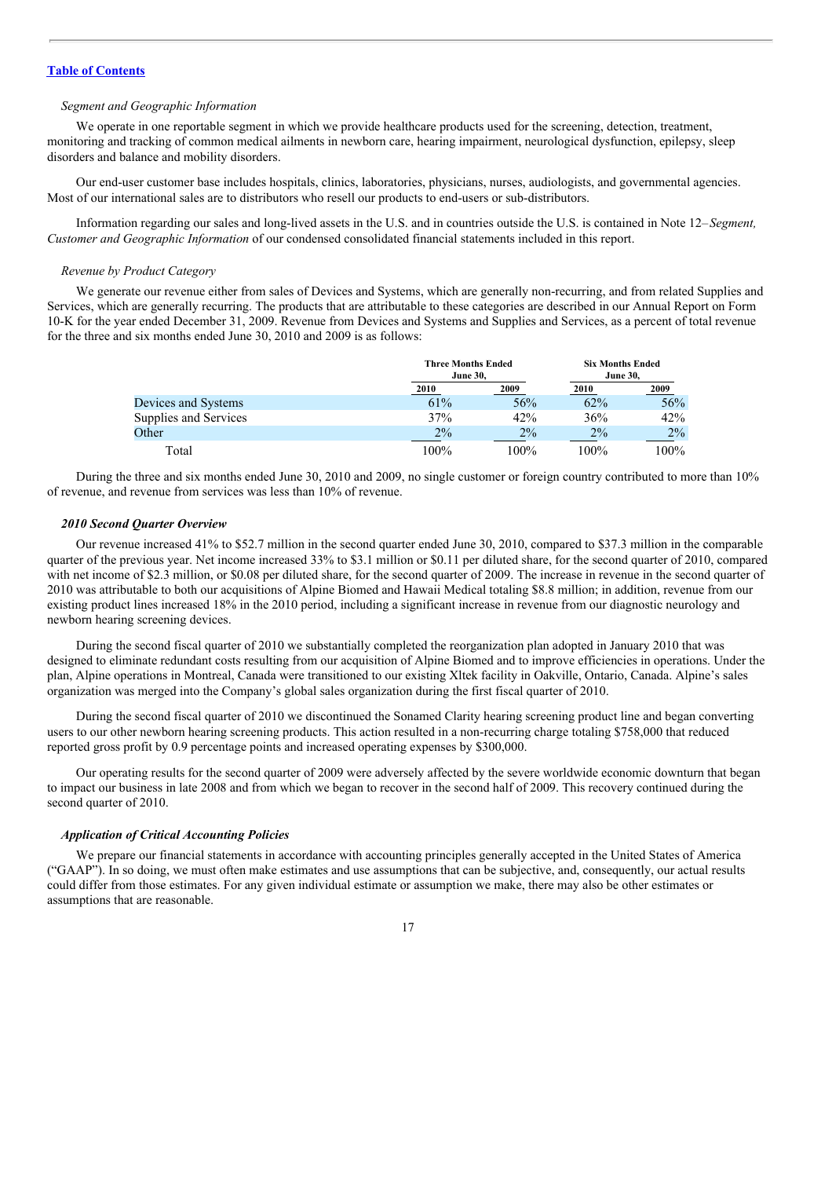[Table of Contents](#)

*Segment and Geographic Information*

We operate in one reportable segment in which we provide healthcare products used for the screening, detection, treatment, monitoring and tracking of common medical ailments in newborn care, hearing impairment, neurological dysfunction, epilepsy, sleep disorders and balance and mobility disorders.

Our end-user customer base includes hospitals, clinics, laboratories, physicians, nurses, audiologists, and governmental agencies. Most of our international sales are to distributors who resell our products to end-users or sub-distributors.

Information regarding our sales and long-lived assets in the U.S. and in countries outside the U.S. is contained in Note 12–*Segment, Customer and Geographic Information* of our condensed consolidated financial statements included in this report.

*Revenue by Product Category*

We generate our revenue either from sales of Devices and Systems, which are generally non-recurring, and from related Supplies and Services, which are generally recurring. The products that are attributable to these categories are described in our Annual Report on Form 10-K for the year ended December 31, 2009. Revenue from Devices and Systems and Supplies and Services, as a percent of total revenue for the three and six months ended June 30, 2010 and 2009 is as follows:

| | Three Months Ended June 30, | | Six Months Ended June 30, | |
|---|---|---|---|---|
| | 2010 | 2009 | 2010 | 2009 |
| Devices and Systems | 61% | 56% | 62% | 56% |
| Supplies and Services | 37% | 42% | 36% | 42% |
| Other | 2% | 2% | 2% | 2% |
| Total | 100% | 100% | 100% | 100% |

During the three and six months ended June 30, 2010 and 2009, no single customer or foreign country contributed to more than 10% of revenue, and revenue from services was less than 10% of revenue.

***2010 Second Quarter Overview***

Our revenue increased 41% to $52.7 million in the second quarter ended June 30, 2010, compared to $37.3 million in the comparable quarter of the previous year. Net income increased 33% to $3.1 million or $0.11 per diluted share, for the second quarter of 2010, compared with net income of $2.3 million, or $0.08 per diluted share, for the second quarter of 2009. The increase in revenue in the second quarter of 2010 was attributable to both our acquisitions of Alpine Biomed and Hawaii Medical totaling $8.8 million; in addition, revenue from our existing product lines increased 18% in the 2010 period, including a significant increase in revenue from our diagnostic neurology and newborn hearing screening devices.

During the second fiscal quarter of 2010 we substantially completed the reorganization plan adopted in January 2010 that was designed to eliminate redundant costs resulting from our acquisition of Alpine Biomed and to improve efficiencies in operations. Under the plan, Alpine operations in Montreal, Canada were transitioned to our existing Xltek facility in Oakville, Ontario, Canada. Alpine's sales organization was merged into the Company's global sales organization during the first fiscal quarter of 2010.

During the second fiscal quarter of 2010 we discontinued the Sonamed Clarity hearing screening product line and began converting users to our other newborn hearing screening products. This action resulted in a non-recurring charge totaling $758,000 that reduced reported gross profit by 0.9 percentage points and increased operating expenses by $300,000.

Our operating results for the second quarter of 2009 were adversely affected by the severe worldwide economic downturn that began to impact our business in late 2008 and from which we began to recover in the second half of 2009. This recovery continued during the second quarter of 2010.

***Application of Critical Accounting Policies***

We prepare our financial statements in accordance with accounting principles generally accepted in the United States of America ("GAAP"). In so doing, we must often make estimates and use assumptions that can be subjective, and, consequently, our actual results could differ from those estimates. For any given individual estimate or assumption we make, there may also be other estimates or assumptions that are reasonable.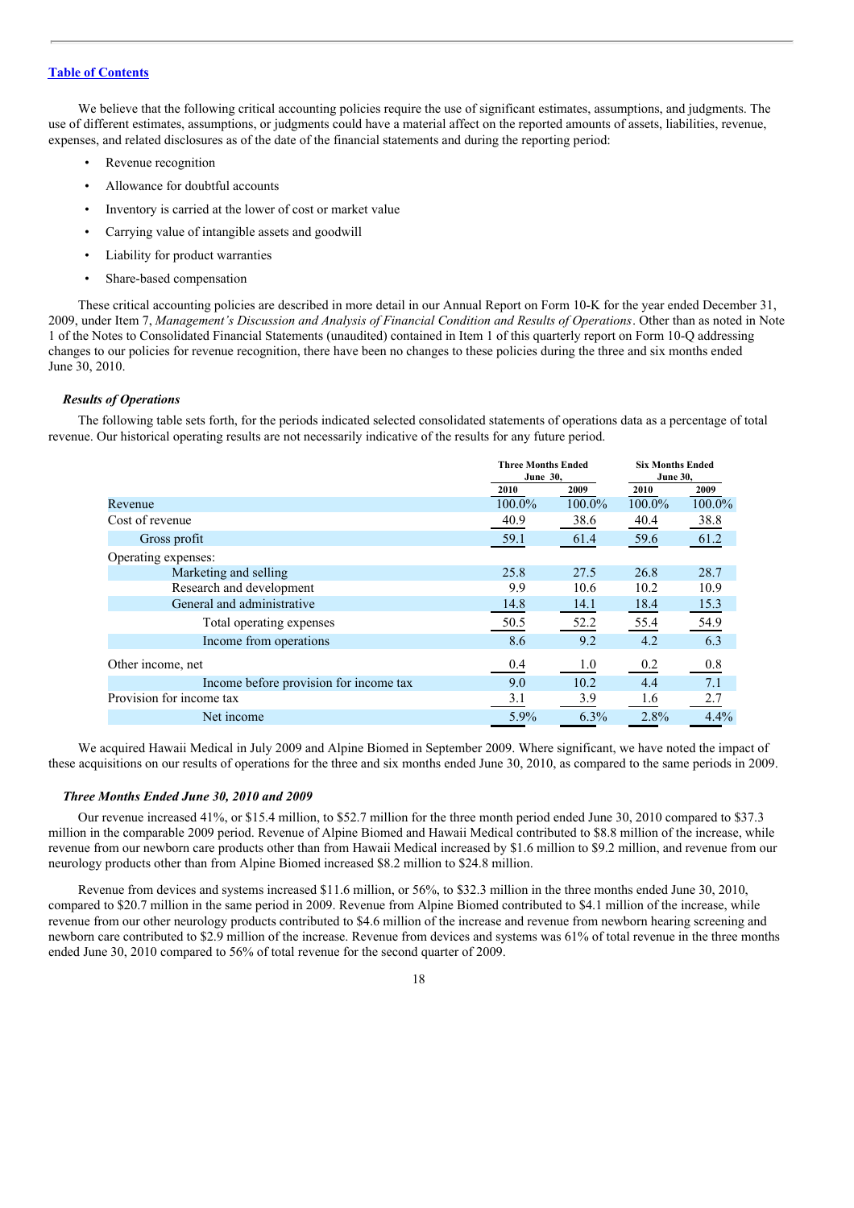[Table of Contents](#)

We believe that the following critical accounting policies require the use of significant estimates, assumptions, and judgments. The use of different estimates, assumptions, or judgments could have a material affect on the reported amounts of assets, liabilities, revenue, expenses, and related disclosures as of the date of the financial statements and during the reporting period:

- Revenue recognition
- Allowance for doubtful accounts
- Inventory is carried at the lower of cost or market value
- Carrying value of intangible assets and goodwill
- Liability for product warranties
- Share-based compensation

These critical accounting policies are described in more detail in our Annual Report on Form 10-K for the year ended December 31, 2009, under Item 7, *Management's Discussion and Analysis of Financial Condition and Results of Operations*. Other than as noted in Note 1 of the Notes to Consolidated Financial Statements (unaudited) contained in Item 1 of this quarterly report on Form 10-Q addressing changes to our policies for revenue recognition, there have been no changes to these policies during the three and six months ended June 30, 2010.

***Results of Operations***

The following table sets forth, for the periods indicated selected consolidated statements of operations data as a percentage of total revenue. Our historical operating results are not necessarily indicative of the results for any future period.

| | Three Months Ended June 30, | | Six Months Ended June 30, | |
|---|---|---|---|---|
| | 2010 | 2009 | 2010 | 2009 |
| Revenue | 100.0% | 100.0% | 100.0% | 100.0% |
| Cost of revenue | 40.9 | 38.6 | 40.4 | 38.8 |
| Gross profit | 59.1 | 61.4 | 59.6 | 61.2 |
| Operating expenses: | | | | |
| Marketing and selling | 25.8 | 27.5 | 26.8 | 28.7 |
| Research and development | 9.9 | 10.6 | 10.2 | 10.9 |
| General and administrative | 14.8 | 14.1 | 18.4 | 15.3 |
| Total operating expenses | 50.5 | 52.2 | 55.4 | 54.9 |
| Income from operations | 8.6 | 9.2 | 4.2 | 6.3 |
| Other income, net | 0.4 | 1.0 | 0.2 | 0.8 |
| Income before provision for income tax | 9.0 | 10.2 | 4.4 | 7.1 |
| Provision for income tax | 3.1 | 3.9 | 1.6 | 2.7 |
| Net income | 5.9% | 6.3% | 2.8% | 4.4% |

We acquired Hawaii Medical in July 2009 and Alpine Biomed in September 2009. Where significant, we have noted the impact of these acquisitions on our results of operations for the three and six months ended June 30, 2010, as compared to the same periods in 2009.

***Three Months Ended June 30, 2010 and 2009***

Our revenue increased 41%, or $15.4 million, to $52.7 million for the three month period ended June 30, 2010 compared to $37.3 million in the comparable 2009 period. Revenue of Alpine Biomed and Hawaii Medical contributed to $8.8 million of the increase, while revenue from our newborn care products other than from Hawaii Medical increased by $1.6 million to $9.2 million, and revenue from our neurology products other than from Alpine Biomed increased $8.2 million to $24.8 million.

Revenue from devices and systems increased $11.6 million, or 56%, to $32.3 million in the three months ended June 30, 2010, compared to $20.7 million in the same period in 2009. Revenue from Alpine Biomed contributed to $4.1 million of the increase, while revenue from our other neurology products contributed to $4.6 million of the increase and revenue from newborn hearing screening and newborn care contributed to $2.9 million of the increase. Revenue from devices and systems was 61% of total revenue in the three months ended June 30, 2010 compared to 56% of total revenue for the second quarter of 2009.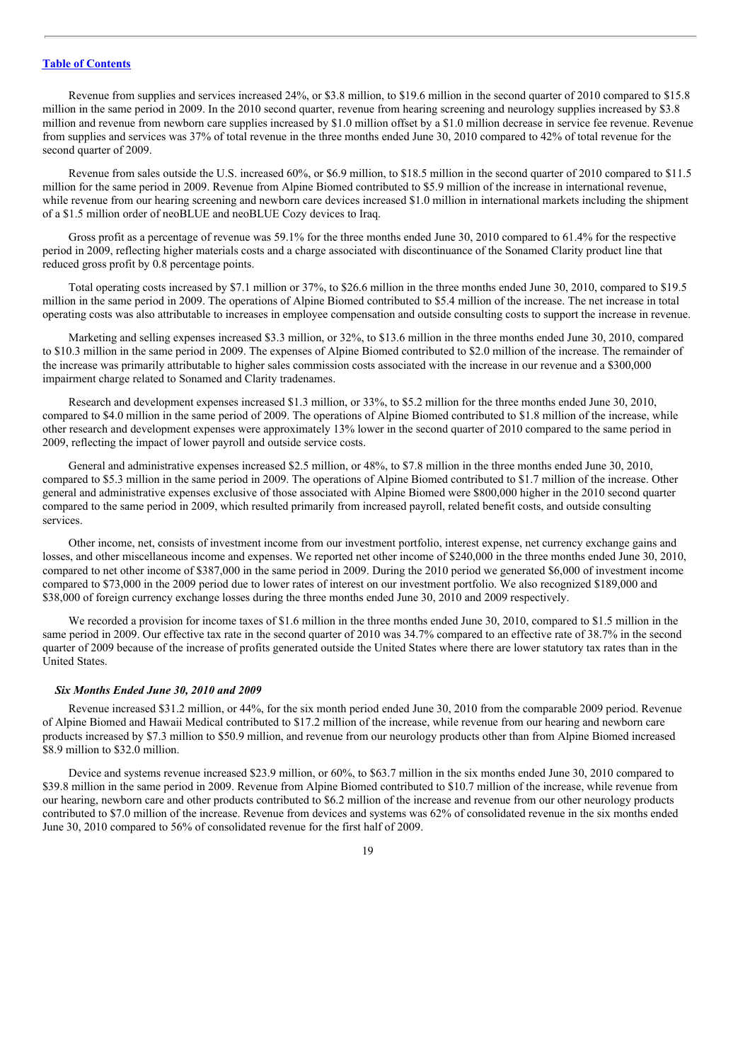[Table of Contents](#)

Revenue from supplies and services increased 24%, or $3.8 million, to $19.6 million in the second quarter of 2010 compared to $15.8 million in the same period in 2009. In the 2010 second quarter, revenue from hearing screening and neurology supplies increased by $3.8 million and revenue from newborn care supplies increased by $1.0 million offset by a $1.0 million decrease in service fee revenue. Revenue from supplies and services was 37% of total revenue in the three months ended June 30, 2010 compared to 42% of total revenue for the second quarter of 2009.

Revenue from sales outside the U.S. increased 60%, or $6.9 million, to $18.5 million in the second quarter of 2010 compared to $11.5 million for the same period in 2009. Revenue from Alpine Biomed contributed to $5.9 million of the increase in international revenue, while revenue from our hearing screening and newborn care devices increased $1.0 million in international markets including the shipment of a $1.5 million order of neoBLUE and neoBLUE Cozy devices to Iraq.

Gross profit as a percentage of revenue was 59.1% for the three months ended June 30, 2010 compared to 61.4% for the respective period in 2009, reflecting higher materials costs and a charge associated with discontinuance of the Sonamed Clarity product line that reduced gross profit by 0.8 percentage points.

Total operating costs increased by $7.1 million or 37%, to $26.6 million in the three months ended June 30, 2010, compared to $19.5 million in the same period in 2009. The operations of Alpine Biomed contributed to $5.4 million of the increase. The net increase in total operating costs was also attributable to increases in employee compensation and outside consulting costs to support the increase in revenue.

Marketing and selling expenses increased $3.3 million, or 32%, to $13.6 million in the three months ended June 30, 2010, compared to $10.3 million in the same period in 2009. The expenses of Alpine Biomed contributed to $2.0 million of the increase. The remainder of the increase was primarily attributable to higher sales commission costs associated with the increase in our revenue and a $300,000 impairment charge related to Sonamed and Clarity tradenames.

Research and development expenses increased $1.3 million, or 33%, to $5.2 million for the three months ended June 30, 2010, compared to $4.0 million in the same period of 2009. The operations of Alpine Biomed contributed to $1.8 million of the increase, while other research and development expenses were approximately 13% lower in the second quarter of 2010 compared to the same period in 2009, reflecting the impact of lower payroll and outside service costs.

General and administrative expenses increased $2.5 million, or 48%, to $7.8 million in the three months ended June 30, 2010, compared to $5.3 million in the same period in 2009. The operations of Alpine Biomed contributed to $1.7 million of the increase. Other general and administrative expenses exclusive of those associated with Alpine Biomed were $800,000 higher in the 2010 second quarter compared to the same period in 2009, which resulted primarily from increased payroll, related benefit costs, and outside consulting services.

Other income, net, consists of investment income from our investment portfolio, interest expense, net currency exchange gains and losses, and other miscellaneous income and expenses. We reported net other income of $240,000 in the three months ended June 30, 2010, compared to net other income of $387,000 in the same period in 2009. During the 2010 period we generated $6,000 of investment income compared to $73,000 in the 2009 period due to lower rates of interest on our investment portfolio. We also recognized $189,000 and $38,000 of foreign currency exchange losses during the three months ended June 30, 2010 and 2009 respectively.

We recorded a provision for income taxes of $1.6 million in the three months ended June 30, 2010, compared to $1.5 million in the same period in 2009. Our effective tax rate in the second quarter of 2010 was 34.7% compared to an effective rate of 38.7% in the second quarter of 2009 because of the increase of profits generated outside the United States where there are lower statutory tax rates than in the United States.

### *Six Months Ended June 30, 2010 and 2009*

Revenue increased $31.2 million, or 44%, for the six month period ended June 30, 2010 from the comparable 2009 period. Revenue of Alpine Biomed and Hawaii Medical contributed to $17.2 million of the increase, while revenue from our hearing and newborn care products increased by $7.3 million to $50.9 million, and revenue from our neurology products other than from Alpine Biomed increased $8.9 million to $32.0 million.

Device and systems revenue increased $23.9 million, or 60%, to $63.7 million in the six months ended June 30, 2010 compared to $39.8 million in the same period in 2009. Revenue from Alpine Biomed contributed to $10.7 million of the increase, while revenue from our hearing, newborn care and other products contributed to $6.2 million of the increase and revenue from our other neurology products contributed to $7.0 million of the increase. Revenue from devices and systems was 62% of consolidated revenue in the six months ended June 30, 2010 compared to 56% of consolidated revenue for the first half of 2009.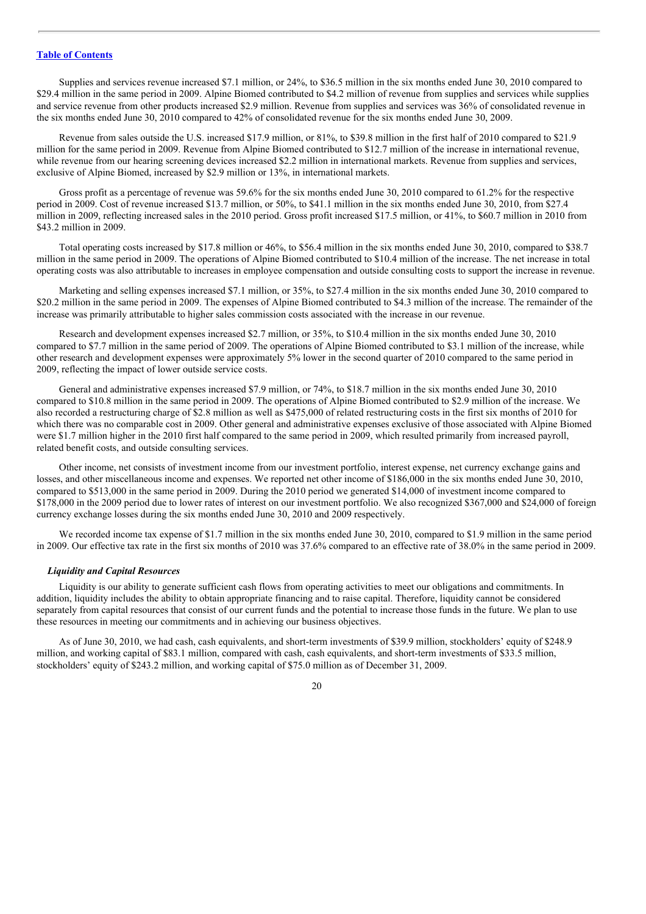Supplies and services revenue increased $7.1 million, or 24%, to $36.5 million in the six months ended June 30, 2010 compared to $29.4 million in the same period in 2009. Alpine Biomed contributed to $4.2 million of revenue from supplies and services while supplies and service revenue from other products increased $2.9 million. Revenue from supplies and services was 36% of consolidated revenue in the six months ended June 30, 2010 compared to 42% of consolidated revenue for the six months ended June 30, 2009.

Revenue from sales outside the U.S. increased $17.9 million, or 81%, to $39.8 million in the first half of 2010 compared to $21.9 million for the same period in 2009. Revenue from Alpine Biomed contributed to $12.7 million of the increase in international revenue, while revenue from our hearing screening devices increased $2.2 million in international markets. Revenue from supplies and services, exclusive of Alpine Biomed, increased by $2.9 million or 13%, in international markets.

Gross profit as a percentage of revenue was 59.6% for the six months ended June 30, 2010 compared to 61.2% for the respective period in 2009. Cost of revenue increased $13.7 million, or 50%, to $41.1 million in the six months ended June 30, 2010, from $27.4 million in 2009, reflecting increased sales in the 2010 period. Gross profit increased $17.5 million, or 41%, to $60.7 million in 2010 from $43.2 million in 2009.

Total operating costs increased by $17.8 million or 46%, to $56.4 million in the six months ended June 30, 2010, compared to $38.7 million in the same period in 2009. The operations of Alpine Biomed contributed to $10.4 million of the increase. The net increase in total operating costs was also attributable to increases in employee compensation and outside consulting costs to support the increase in revenue.

Marketing and selling expenses increased $7.1 million, or 35%, to $27.4 million in the six months ended June 30, 2010 compared to $20.2 million in the same period in 2009. The expenses of Alpine Biomed contributed to $4.3 million of the increase. The remainder of the increase was primarily attributable to higher sales commission costs associated with the increase in our revenue.

Research and development expenses increased $2.7 million, or 35%, to $10.4 million in the six months ended June 30, 2010 compared to $7.7 million in the same period of 2009. The operations of Alpine Biomed contributed to $3.1 million of the increase, while other research and development expenses were approximately 5% lower in the second quarter of 2010 compared to the same period in 2009, reflecting the impact of lower outside service costs.

General and administrative expenses increased $7.9 million, or 74%, to $18.7 million in the six months ended June 30, 2010 compared to $10.8 million in the same period in 2009. The operations of Alpine Biomed contributed to $2.9 million of the increase. We also recorded a restructuring charge of $2.8 million as well as $475,000 of related restructuring costs in the first six months of 2010 for which there was no comparable cost in 2009. Other general and administrative expenses exclusive of those associated with Alpine Biomed were $1.7 million higher in the 2010 first half compared to the same period in 2009, which resulted primarily from increased payroll, related benefit costs, and outside consulting services.

Other income, net consists of investment income from our investment portfolio, interest expense, net currency exchange gains and losses, and other miscellaneous income and expenses. We reported net other income of $186,000 in the six months ended June 30, 2010, compared to $513,000 in the same period in 2009. During the 2010 period we generated $14,000 of investment income compared to $178,000 in the 2009 period due to lower rates of interest on our investment portfolio. We also recognized $367,000 and $24,000 of foreign currency exchange losses during the six months ended June 30, 2010 and 2009 respectively.

We recorded income tax expense of $1.7 million in the six months ended June 30, 2010, compared to $1.9 million in the same period in 2009. Our effective tax rate in the first six months of 2010 was 37.6% compared to an effective rate of 38.0% in the same period in 2009.

***Liquidity and Capital Resources***

Liquidity is our ability to generate sufficient cash flows from operating activities to meet our obligations and commitments. In addition, liquidity includes the ability to obtain appropriate financing and to raise capital. Therefore, liquidity cannot be considered separately from capital resources that consist of our current funds and the potential to increase those funds in the future. We plan to use these resources in meeting our commitments and in achieving our business objectives.

As of June 30, 2010, we had cash, cash equivalents, and short-term investments of $39.9 million, stockholders' equity of $248.9 million, and working capital of $83.1 million, compared with cash, cash equivalents, and short-term investments of $33.5 million, stockholders' equity of $243.2 million, and working capital of $75.0 million as of December 31, 2009.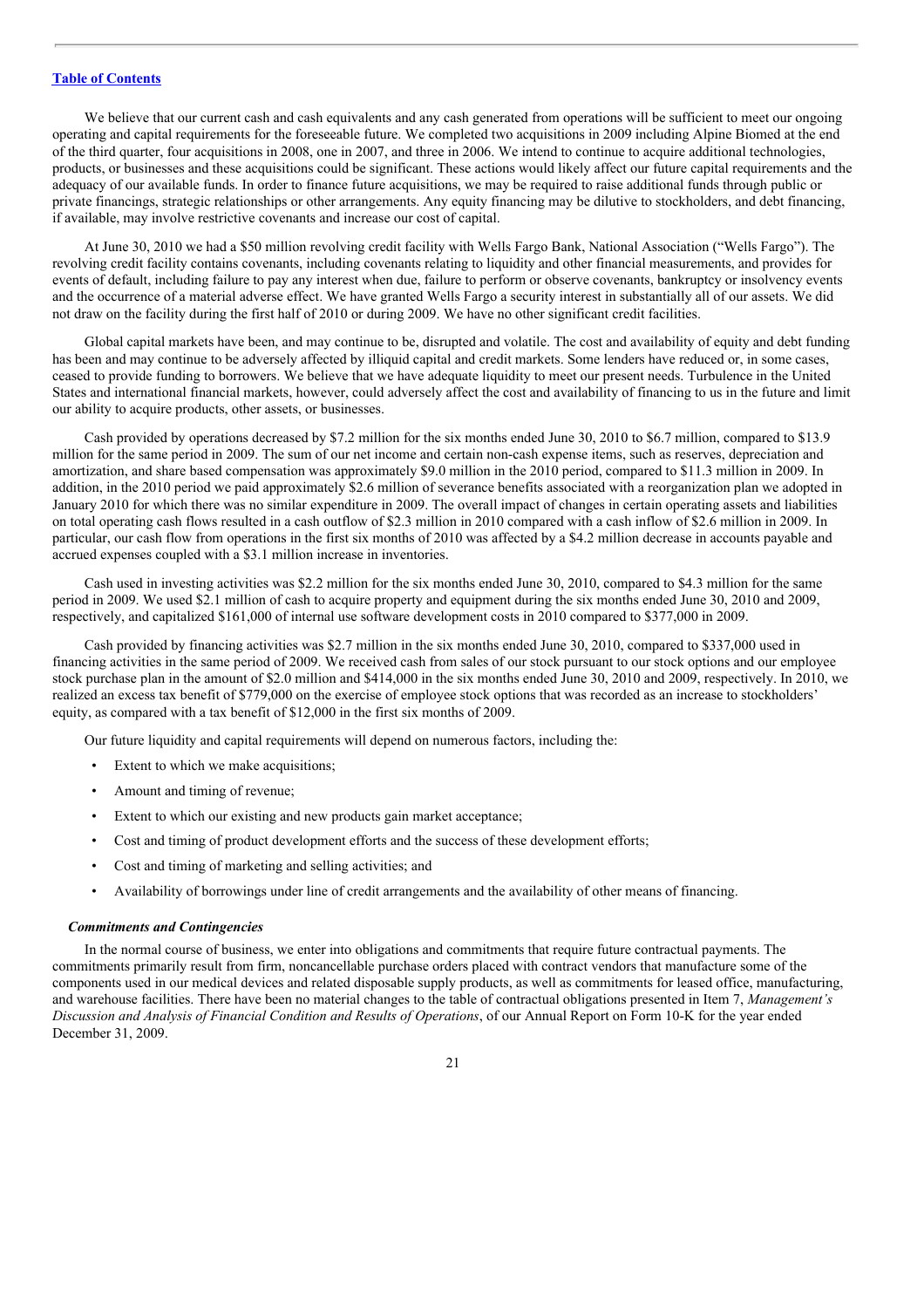[Table of Contents](#)

We believe that our current cash and cash equivalents and any cash generated from operations will be sufficient to meet our ongoing operating and capital requirements for the foreseeable future. We completed two acquisitions in 2009 including Alpine Biomed at the end of the third quarter, four acquisitions in 2008, one in 2007, and three in 2006. We intend to continue to acquire additional technologies, products, or businesses and these acquisitions could be significant. These actions would likely affect our future capital requirements and the adequacy of our available funds. In order to finance future acquisitions, we may be required to raise additional funds through public or private financings, strategic relationships or other arrangements. Any equity financing may be dilutive to stockholders, and debt financing, if available, may involve restrictive covenants and increase our cost of capital.

At June 30, 2010 we had a $50 million revolving credit facility with Wells Fargo Bank, National Association ("Wells Fargo"). The revolving credit facility contains covenants, including covenants relating to liquidity and other financial measurements, and provides for events of default, including failure to pay any interest when due, failure to perform or observe covenants, bankruptcy or insolvency events and the occurrence of a material adverse effect. We have granted Wells Fargo a security interest in substantially all of our assets. We did not draw on the facility during the first half of 2010 or during 2009. We have no other significant credit facilities.

Global capital markets have been, and may continue to be, disrupted and volatile. The cost and availability of equity and debt funding has been and may continue to be adversely affected by illiquid capital and credit markets. Some lenders have reduced or, in some cases, ceased to provide funding to borrowers. We believe that we have adequate liquidity to meet our present needs. Turbulence in the United States and international financial markets, however, could adversely affect the cost and availability of financing to us in the future and limit our ability to acquire products, other assets, or businesses.

Cash provided by operations decreased by $7.2 million for the six months ended June 30, 2010 to $6.7 million, compared to $13.9 million for the same period in 2009. The sum of our net income and certain non-cash expense items, such as reserves, depreciation and amortization, and share based compensation was approximately $9.0 million in the 2010 period, compared to $11.3 million in 2009. In addition, in the 2010 period we paid approximately $2.6 million of severance benefits associated with a reorganization plan we adopted in January 2010 for which there was no similar expenditure in 2009. The overall impact of changes in certain operating assets and liabilities on total operating cash flows resulted in a cash outflow of $2.3 million in 2010 compared with a cash inflow of $2.6 million in 2009. In particular, our cash flow from operations in the first six months of 2010 was affected by a $4.2 million decrease in accounts payable and accrued expenses coupled with a $3.1 million increase in inventories.

Cash used in investing activities was $2.2 million for the six months ended June 30, 2010, compared to $4.3 million for the same period in 2009. We used $2.1 million of cash to acquire property and equipment during the six months ended June 30, 2010 and 2009, respectively, and capitalized $161,000 of internal use software development costs in 2010 compared to $377,000 in 2009.

Cash provided by financing activities was $2.7 million in the six months ended June 30, 2010, compared to $337,000 used in financing activities in the same period of 2009. We received cash from sales of our stock pursuant to our stock options and our employee stock purchase plan in the amount of $2.0 million and $414,000 in the six months ended June 30, 2010 and 2009, respectively. In 2010, we realized an excess tax benefit of $779,000 on the exercise of employee stock options that was recorded as an increase to stockholders' equity, as compared with a tax benefit of $12,000 in the first six months of 2009.

Our future liquidity and capital requirements will depend on numerous factors, including the:

- Extent to which we make acquisitions;
- Amount and timing of revenue;
- Extent to which our existing and new products gain market acceptance;
- Cost and timing of product development efforts and the success of these development efforts;
- Cost and timing of marketing and selling activities; and
- Availability of borrowings under line of credit arrangements and the availability of other means of financing.

### *Commitments and Contingencies*

In the normal course of business, we enter into obligations and commitments that require future contractual payments. The commitments primarily result from firm, noncancellable purchase orders placed with contract vendors that manufacture some of the components used in our medical devices and related disposable supply products, as well as commitments for leased office, manufacturing, and warehouse facilities. There have been no material changes to the table of contractual obligations presented in Item 7, *Management's Discussion and Analysis of Financial Condition and Results of Operations*, of our Annual Report on Form 10-K for the year ended December 31, 2009.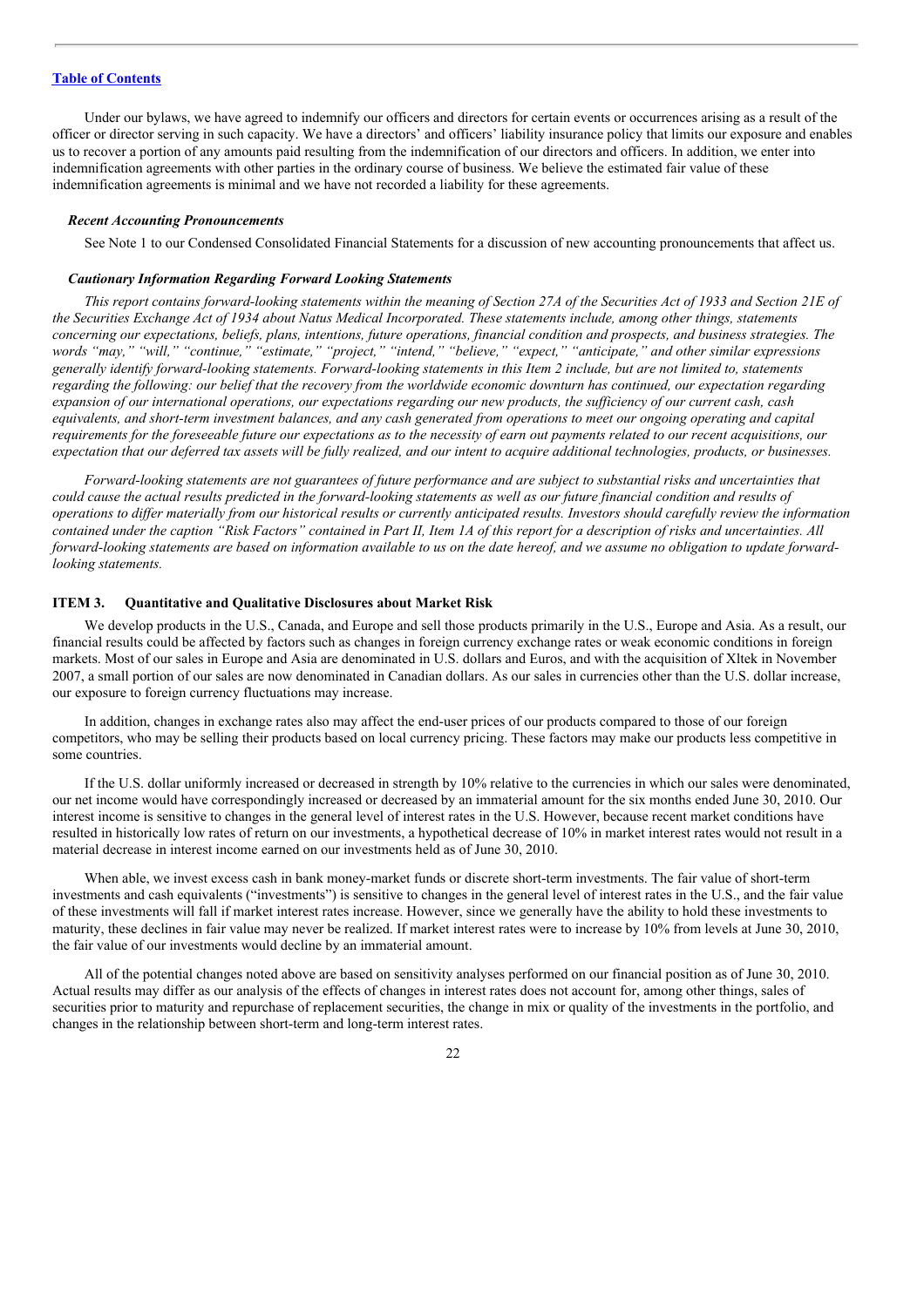Under our bylaws, we have agreed to indemnify our officers and directors for certain events or occurrences arising as a result of the officer or director serving in such capacity. We have a directors' and officers' liability insurance policy that limits our exposure and enables us to recover a portion of any amounts paid resulting from the indemnification of our directors and officers. In addition, we enter into indemnification agreements with other parties in the ordinary course of business. We believe the estimated fair value of these indemnification agreements is minimal and we have not recorded a liability for these agreements.

***Recent Accounting Pronouncements***

See Note 1 to our Condensed Consolidated Financial Statements for a discussion of new accounting pronouncements that affect us.

***Cautionary Information Regarding Forward Looking Statements***

*This report contains forward-looking statements within the meaning of Section 27A of the Securities Act of 1933 and Section 21E of the Securities Exchange Act of 1934 about Natus Medical Incorporated. These statements include, among other things, statements concerning our expectations, beliefs, plans, intentions, future operations, financial condition and prospects, and business strategies. The words "may," "will," "continue," "estimate," "project," "intend," "believe," "expect," "anticipate," and other similar expressions generally identify forward-looking statements. Forward-looking statements in this Item 2 include, but are not limited to, statements regarding the following: our belief that the recovery from the worldwide economic downturn has continued, our expectation regarding expansion of our international operations, our expectations regarding our new products, the sufficiency of our current cash, cash equivalents, and short-term investment balances, and any cash generated from operations to meet our ongoing operating and capital requirements for the foreseeable future our expectations as to the necessity of earn out payments related to our recent acquisitions, our expectation that our deferred tax assets will be fully realized, and our intent to acquire additional technologies, products, or businesses.*

*Forward-looking statements are not guarantees of future performance and are subject to substantial risks and uncertainties that could cause the actual results predicted in the forward-looking statements as well as our future financial condition and results of operations to differ materially from our historical results or currently anticipated results. Investors should carefully review the information contained under the caption "Risk Factors" contained in Part II, Item 1A of this report for a description of risks and uncertainties. All forward-looking statements are based on information available to us on the date hereof, and we assume no obligation to update forward-looking statements.*

## ITEM 3. Quantitative and Qualitative Disclosures about Market Risk

We develop products in the U.S., Canada, and Europe and sell those products primarily in the U.S., Europe and Asia. As a result, our financial results could be affected by factors such as changes in foreign currency exchange rates or weak economic conditions in foreign markets. Most of our sales in Europe and Asia are denominated in U.S. dollars and Euros, and with the acquisition of Xltek in November 2007, a small portion of our sales are now denominated in Canadian dollars. As our sales in currencies other than the U.S. dollar increase, our exposure to foreign currency fluctuations may increase.

In addition, changes in exchange rates also may affect the end-user prices of our products compared to those of our foreign competitors, who may be selling their products based on local currency pricing. These factors may make our products less competitive in some countries.

If the U.S. dollar uniformly increased or decreased in strength by 10% relative to the currencies in which our sales were denominated, our net income would have correspondingly increased or decreased by an immaterial amount for the six months ended June 30, 2010. Our interest income is sensitive to changes in the general level of interest rates in the U.S. However, because recent market conditions have resulted in historically low rates of return on our investments, a hypothetical decrease of 10% in market interest rates would not result in a material decrease in interest income earned on our investments held as of June 30, 2010.

When able, we invest excess cash in bank money-market funds or discrete short-term investments. The fair value of short-term investments and cash equivalents ("investments") is sensitive to changes in the general level of interest rates in the U.S., and the fair value of these investments will fall if market interest rates increase. However, since we generally have the ability to hold these investments to maturity, these declines in fair value may never be realized. If market interest rates were to increase by 10% from levels at June 30, 2010, the fair value of our investments would decline by an immaterial amount.

All of the potential changes noted above are based on sensitivity analyses performed on our financial position as of June 30, 2010. Actual results may differ as our analysis of the effects of changes in interest rates does not account for, among other things, sales of securities prior to maturity and repurchase of replacement securities, the change in mix or quality of the investments in the portfolio, and changes in the relationship between short-term and long-term interest rates.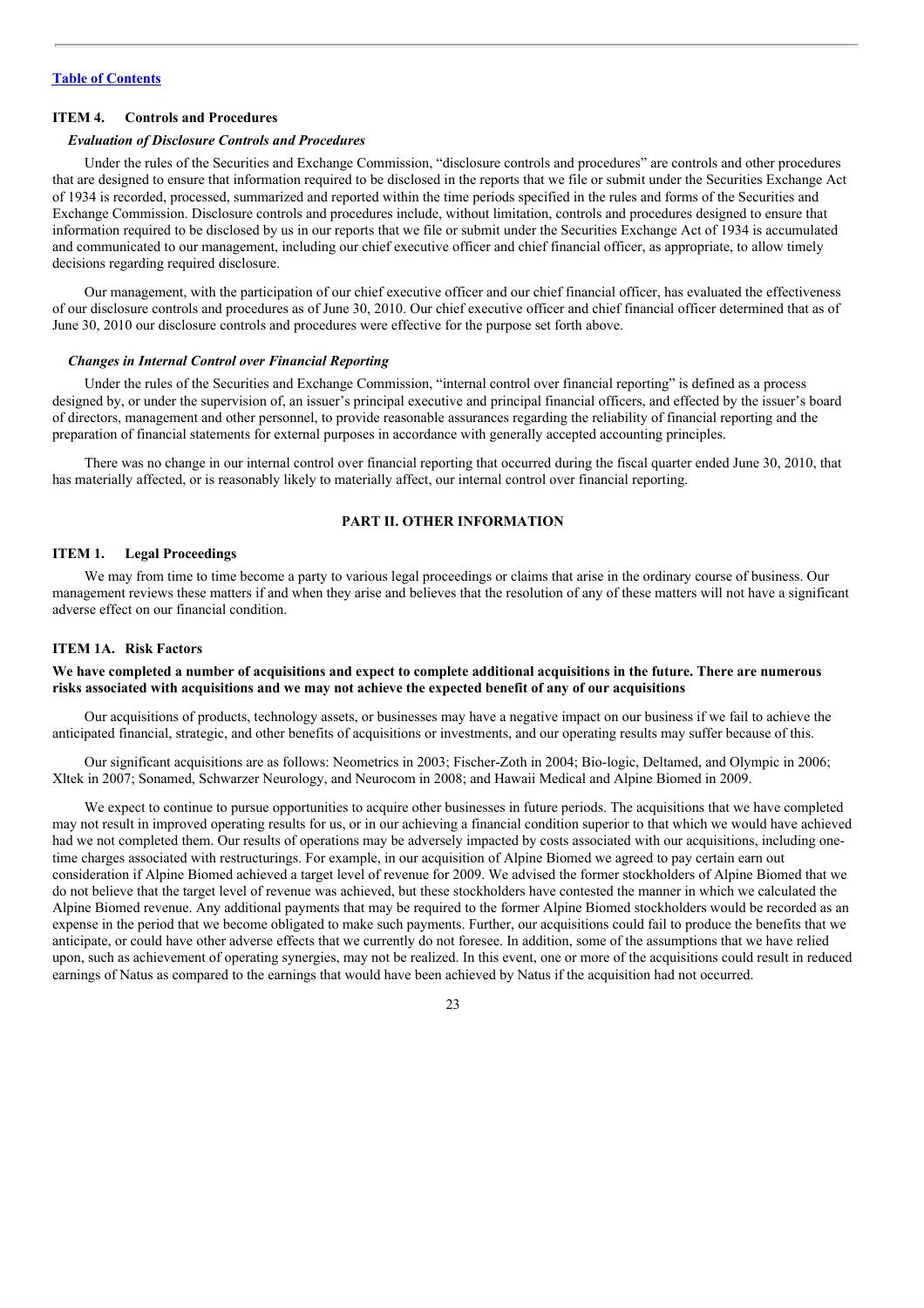[Table of Contents](#)

## ITEM 4. Controls and Procedures

### *Evaluation of Disclosure Controls and Procedures*

Under the rules of the Securities and Exchange Commission, "disclosure controls and procedures" are controls and other procedures that are designed to ensure that information required to be disclosed in the reports that we file or submit under the Securities Exchange Act of 1934 is recorded, processed, summarized and reported within the time periods specified in the rules and forms of the Securities and Exchange Commission. Disclosure controls and procedures include, without limitation, controls and procedures designed to ensure that information required to be disclosed by us in our reports that we file or submit under the Securities Exchange Act of 1934 is accumulated and communicated to our management, including our chief executive officer and chief financial officer, as appropriate, to allow timely decisions regarding required disclosure.

Our management, with the participation of our chief executive officer and our chief financial officer, has evaluated the effectiveness of our disclosure controls and procedures as of June 30, 2010. Our chief executive officer and chief financial officer determined that as of June 30, 2010 our disclosure controls and procedures were effective for the purpose set forth above.

### *Changes in Internal Control over Financial Reporting*

Under the rules of the Securities and Exchange Commission, "internal control over financial reporting" is defined as a process designed by, or under the supervision of, an issuer's principal executive and principal financial officers, and effected by the issuer's board of directors, management and other personnel, to provide reasonable assurances regarding the reliability of financial reporting and the preparation of financial statements for external purposes in accordance with generally accepted accounting principles.

There was no change in our internal control over financial reporting that occurred during the fiscal quarter ended June 30, 2010, that has materially affected, or is reasonably likely to materially affect, our internal control over financial reporting.

# PART II. OTHER INFORMATION

## ITEM 1. Legal Proceedings

We may from time to time become a party to various legal proceedings or claims that arise in the ordinary course of business. Our management reviews these matters if and when they arise and believes that the resolution of any of these matters will not have a significant adverse effect on our financial condition.

## ITEM 1A. Risk Factors

**We have completed a number of acquisitions and expect to complete additional acquisitions in the future. There are numerous risks associated with acquisitions and we may not achieve the expected benefit of any of our acquisitions**

Our acquisitions of products, technology assets, or businesses may have a negative impact on our business if we fail to achieve the anticipated financial, strategic, and other benefits of acquisitions or investments, and our operating results may suffer because of this.

Our significant acquisitions are as follows: Neometrics in 2003; Fischer-Zoth in 2004; Bio-logic, Deltamed, and Olympic in 2006; Xltek in 2007; Sonamed, Schwarzer Neurology, and Neurocom in 2008; and Hawaii Medical and Alpine Biomed in 2009.

We expect to continue to pursue opportunities to acquire other businesses in future periods. The acquisitions that we have completed may not result in improved operating results for us, or in our achieving a financial condition superior to that which we would have achieved had we not completed them. Our results of operations may be adversely impacted by costs associated with our acquisitions, including one-time charges associated with restructurings. For example, in our acquisition of Alpine Biomed we agreed to pay certain earn out consideration if Alpine Biomed achieved a target level of revenue for 2009. We advised the former stockholders of Alpine Biomed that we do not believe that the target level of revenue was achieved, but these stockholders have contested the manner in which we calculated the Alpine Biomed revenue. Any additional payments that may be required to the former Alpine Biomed stockholders would be recorded as an expense in the period that we become obligated to make such payments. Further, our acquisitions could fail to produce the benefits that we anticipate, or could have other adverse effects that we currently do not foresee. In addition, some of the assumptions that we have relied upon, such as achievement of operating synergies, may not be realized. In this event, one or more of the acquisitions could result in reduced earnings of Natus as compared to the earnings that would have been achieved by Natus if the acquisition had not occurred.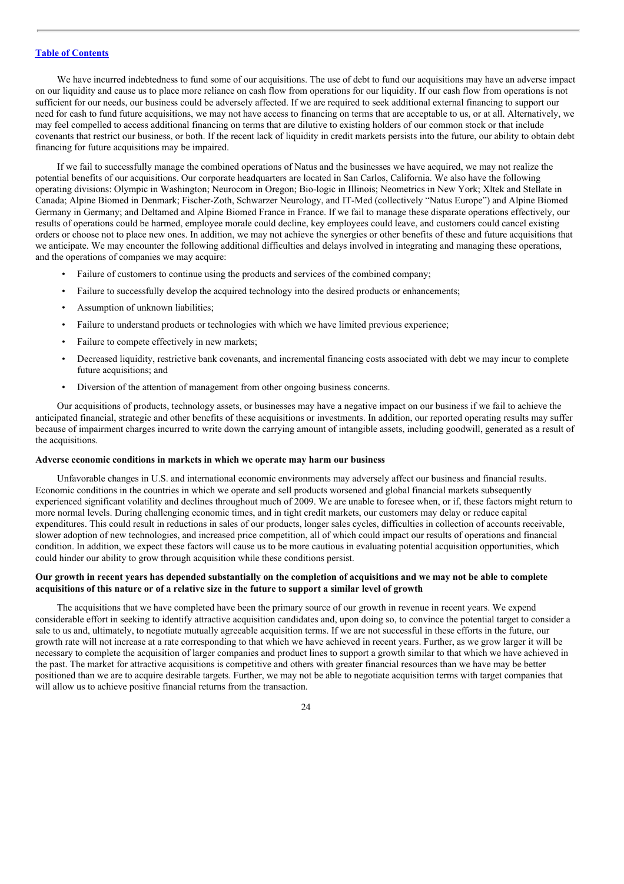[Table of Contents](#)

We have incurred indebtedness to fund some of our acquisitions. The use of debt to fund our acquisitions may have an adverse impact on our liquidity and cause us to place more reliance on cash flow from operations for our liquidity. If our cash flow from operations is not sufficient for our needs, our business could be adversely affected. If we are required to seek additional external financing to support our need for cash to fund future acquisitions, we may not have access to financing on terms that are acceptable to us, or at all. Alternatively, we may feel compelled to access additional financing on terms that are dilutive to existing holders of our common stock or that include covenants that restrict our business, or both. If the recent lack of liquidity in credit markets persists into the future, our ability to obtain debt financing for future acquisitions may be impaired.

If we fail to successfully manage the combined operations of Natus and the businesses we have acquired, we may not realize the potential benefits of our acquisitions. Our corporate headquarters are located in San Carlos, California. We also have the following operating divisions: Olympic in Washington; Neurocom in Oregon; Bio-logic in Illinois; Neometrics in New York; Xltek and Stellate in Canada; Alpine Biomed in Denmark; Fischer-Zoth, Schwarzer Neurology, and IT-Med (collectively "Natus Europe") and Alpine Biomed Germany in Germany; and Deltamed and Alpine Biomed France in France. If we fail to manage these disparate operations effectively, our results of operations could be harmed, employee morale could decline, key employees could leave, and customers could cancel existing orders or choose not to place new ones. In addition, we may not achieve the synergies or other benefits of these and future acquisitions that we anticipate. We may encounter the following additional difficulties and delays involved in integrating and managing these operations, and the operations of companies we may acquire:

- Failure of customers to continue using the products and services of the combined company;
- Failure to successfully develop the acquired technology into the desired products or enhancements;
- Assumption of unknown liabilities;
- Failure to understand products or technologies with which we have limited previous experience;
- Failure to compete effectively in new markets;
- Decreased liquidity, restrictive bank covenants, and incremental financing costs associated with debt we may incur to complete future acquisitions; and
- Diversion of the attention of management from other ongoing business concerns.

Our acquisitions of products, technology assets, or businesses may have a negative impact on our business if we fail to achieve the anticipated financial, strategic and other benefits of these acquisitions or investments. In addition, our reported operating results may suffer because of impairment charges incurred to write down the carrying amount of intangible assets, including goodwill, generated as a result of the acquisitions.

**Adverse economic conditions in markets in which we operate may harm our business**

Unfavorable changes in U.S. and international economic environments may adversely affect our business and financial results. Economic conditions in the countries in which we operate and sell products worsened and global financial markets subsequently experienced significant volatility and declines throughout much of 2009. We are unable to foresee when, or if, these factors might return to more normal levels. During challenging economic times, and in tight credit markets, our customers may delay or reduce capital expenditures. This could result in reductions in sales of our products, longer sales cycles, difficulties in collection of accounts receivable, slower adoption of new technologies, and increased price competition, all of which could impact our results of operations and financial condition. In addition, we expect these factors will cause us to be more cautious in evaluating potential acquisition opportunities, which could hinder our ability to grow through acquisition while these conditions persist.

**Our growth in recent years has depended substantially on the completion of acquisitions and we may not be able to complete acquisitions of this nature or of a relative size in the future to support a similar level of growth**

The acquisitions that we have completed have been the primary source of our growth in revenue in recent years. We expend considerable effort in seeking to identify attractive acquisition candidates and, upon doing so, to convince the potential target to consider a sale to us and, ultimately, to negotiate mutually agreeable acquisition terms. If we are not successful in these efforts in the future, our growth rate will not increase at a rate corresponding to that which we have achieved in recent years. Further, as we grow larger it will be necessary to complete the acquisition of larger companies and product lines to support a growth similar to that which we have achieved in the past. The market for attractive acquisitions is competitive and others with greater financial resources than we have may be better positioned than we are to acquire desirable targets. Further, we may not be able to negotiate acquisition terms with target companies that will allow us to achieve positive financial returns from the transaction.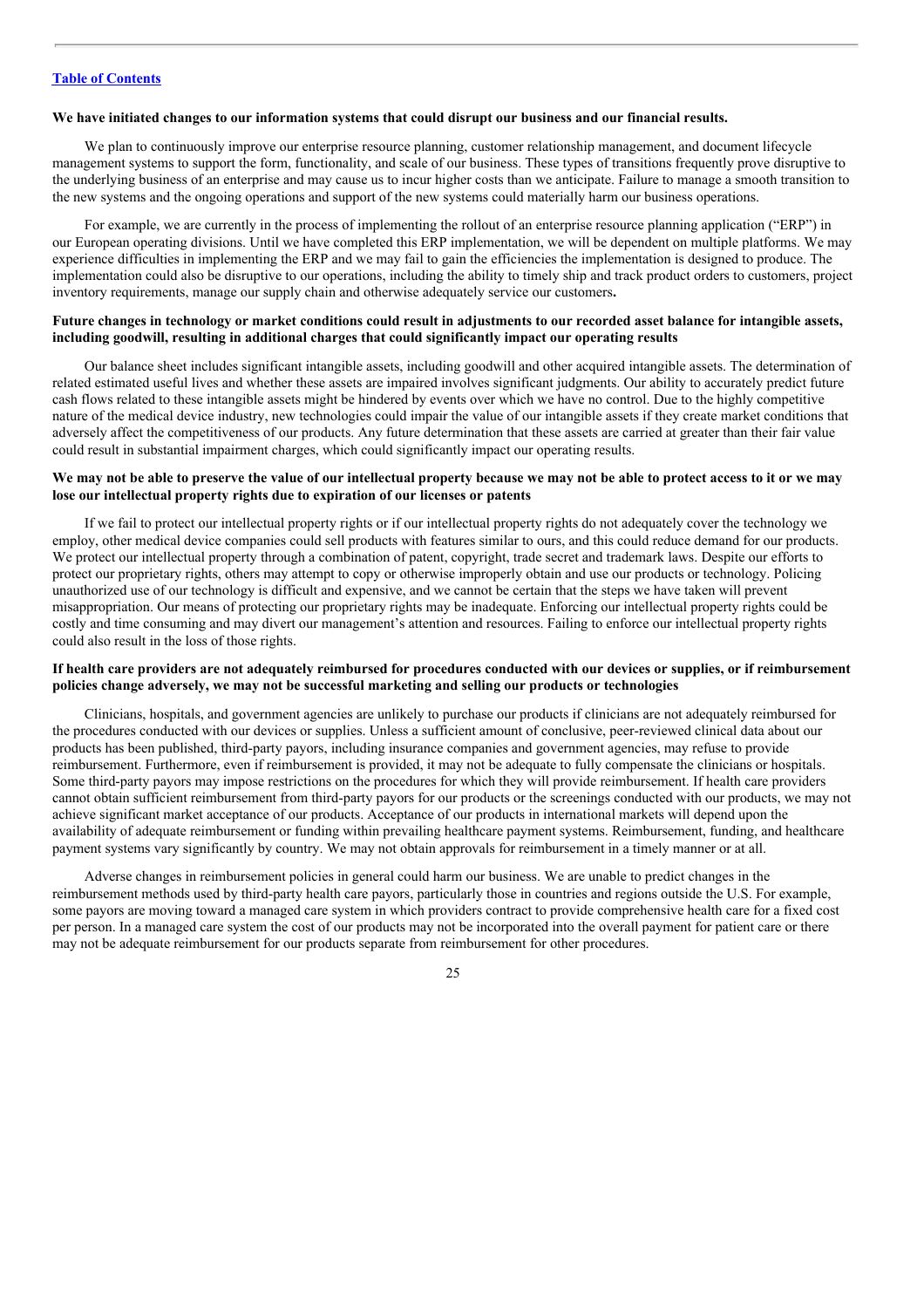**We have initiated changes to our information systems that could disrupt our business and our financial results.**

We plan to continuously improve our enterprise resource planning, customer relationship management, and document lifecycle management systems to support the form, functionality, and scale of our business. These types of transitions frequently prove disruptive to the underlying business of an enterprise and may cause us to incur higher costs than we anticipate. Failure to manage a smooth transition to the new systems and the ongoing operations and support of the new systems could materially harm our business operations.

For example, we are currently in the process of implementing the rollout of an enterprise resource planning application ("ERP") in our European operating divisions. Until we have completed this ERP implementation, we will be dependent on multiple platforms. We may experience difficulties in implementing the ERP and we may fail to gain the efficiencies the implementation is designed to produce. The implementation could also be disruptive to our operations, including the ability to timely ship and track product orders to customers, project inventory requirements, manage our supply chain and otherwise adequately service our customers**.**

**Future changes in technology or market conditions could result in adjustments to our recorded asset balance for intangible assets, including goodwill, resulting in additional charges that could significantly impact our operating results**

Our balance sheet includes significant intangible assets, including goodwill and other acquired intangible assets. The determination of related estimated useful lives and whether these assets are impaired involves significant judgments. Our ability to accurately predict future cash flows related to these intangible assets might be hindered by events over which we have no control. Due to the highly competitive nature of the medical device industry, new technologies could impair the value of our intangible assets if they create market conditions that adversely affect the competitiveness of our products. Any future determination that these assets are carried at greater than their fair value could result in substantial impairment charges, which could significantly impact our operating results.

**We may not be able to preserve the value of our intellectual property because we may not be able to protect access to it or we may lose our intellectual property rights due to expiration of our licenses or patents**

If we fail to protect our intellectual property rights or if our intellectual property rights do not adequately cover the technology we employ, other medical device companies could sell products with features similar to ours, and this could reduce demand for our products. We protect our intellectual property through a combination of patent, copyright, trade secret and trademark laws. Despite our efforts to protect our proprietary rights, others may attempt to copy or otherwise improperly obtain and use our products or technology. Policing unauthorized use of our technology is difficult and expensive, and we cannot be certain that the steps we have taken will prevent misappropriation. Our means of protecting our proprietary rights may be inadequate. Enforcing our intellectual property rights could be costly and time consuming and may divert our management's attention and resources. Failing to enforce our intellectual property rights could also result in the loss of those rights.

**If health care providers are not adequately reimbursed for procedures conducted with our devices or supplies, or if reimbursement policies change adversely, we may not be successful marketing and selling our products or technologies**

Clinicians, hospitals, and government agencies are unlikely to purchase our products if clinicians are not adequately reimbursed for the procedures conducted with our devices or supplies. Unless a sufficient amount of conclusive, peer-reviewed clinical data about our products has been published, third-party payors, including insurance companies and government agencies, may refuse to provide reimbursement. Furthermore, even if reimbursement is provided, it may not be adequate to fully compensate the clinicians or hospitals. Some third-party payors may impose restrictions on the procedures for which they will provide reimbursement. If health care providers cannot obtain sufficient reimbursement from third-party payors for our products or the screenings conducted with our products, we may not achieve significant market acceptance of our products. Acceptance of our products in international markets will depend upon the availability of adequate reimbursement or funding within prevailing healthcare payment systems. Reimbursement, funding, and healthcare payment systems vary significantly by country. We may not obtain approvals for reimbursement in a timely manner or at all.

Adverse changes in reimbursement policies in general could harm our business. We are unable to predict changes in the reimbursement methods used by third-party health care payors, particularly those in countries and regions outside the U.S. For example, some payors are moving toward a managed care system in which providers contract to provide comprehensive health care for a fixed cost per person. In a managed care system the cost of our products may not be incorporated into the overall payment for patient care or there may not be adequate reimbursement for our products separate from reimbursement for other procedures.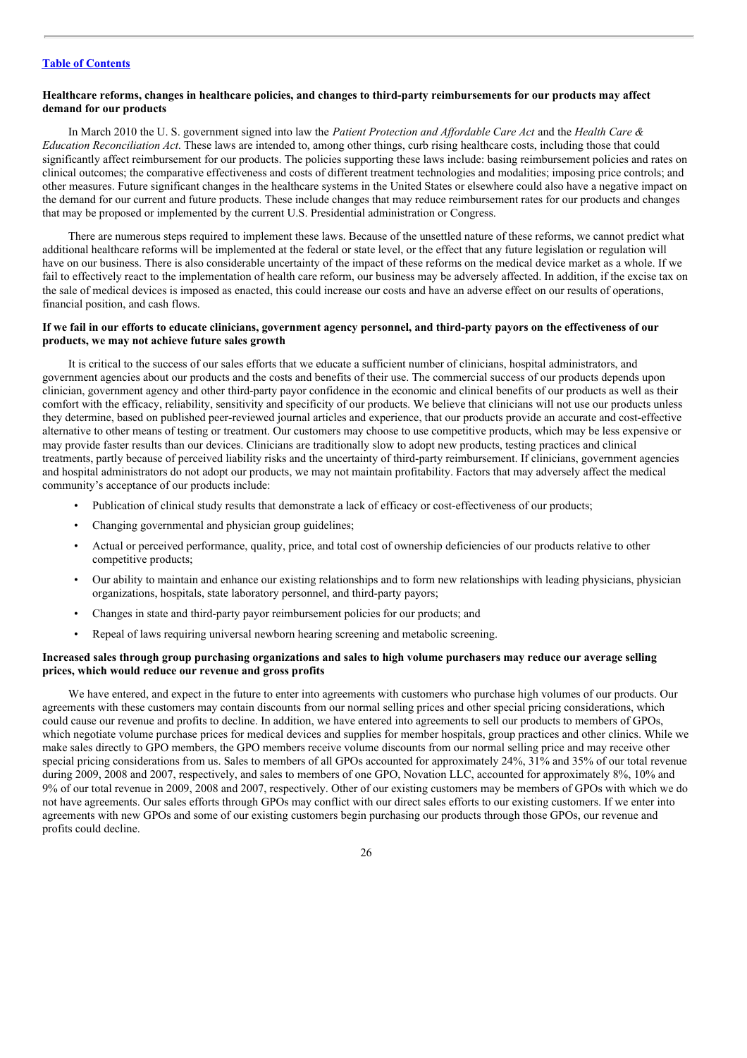[Table of Contents](#)

### Healthcare reforms, changes in healthcare policies, and changes to third-party reimbursements for our products may affect demand for our products

In March 2010 the U. S. government signed into law the *Patient Protection and Affordable Care Act* and the *Health Care & Education Reconciliation Act*. These laws are intended to, among other things, curb rising healthcare costs, including those that could significantly affect reimbursement for our products. The policies supporting these laws include: basing reimbursement policies and rates on clinical outcomes; the comparative effectiveness and costs of different treatment technologies and modalities; imposing price controls; and other measures. Future significant changes in the healthcare systems in the United States or elsewhere could also have a negative impact on the demand for our current and future products. These include changes that may reduce reimbursement rates for our products and changes that may be proposed or implemented by the current U.S. Presidential administration or Congress.

There are numerous steps required to implement these laws. Because of the unsettled nature of these reforms, we cannot predict what additional healthcare reforms will be implemented at the federal or state level, or the effect that any future legislation or regulation will have on our business. There is also considerable uncertainty of the impact of these reforms on the medical device market as a whole. If we fail to effectively react to the implementation of health care reform, our business may be adversely affected. In addition, if the excise tax on the sale of medical devices is imposed as enacted, this could increase our costs and have an adverse effect on our results of operations, financial position, and cash flows.

### If we fail in our efforts to educate clinicians, government agency personnel, and third-party payors on the effectiveness of our products, we may not achieve future sales growth

It is critical to the success of our sales efforts that we educate a sufficient number of clinicians, hospital administrators, and government agencies about our products and the costs and benefits of their use. The commercial success of our products depends upon clinician, government agency and other third-party payor confidence in the economic and clinical benefits of our products as well as their comfort with the efficacy, reliability, sensitivity and specificity of our products. We believe that clinicians will not use our products unless they determine, based on published peer-reviewed journal articles and experience, that our products provide an accurate and cost-effective alternative to other means of testing or treatment. Our customers may choose to use competitive products, which may be less expensive or may provide faster results than our devices. Clinicians are traditionally slow to adopt new products, testing practices and clinical treatments, partly because of perceived liability risks and the uncertainty of third-party reimbursement. If clinicians, government agencies and hospital administrators do not adopt our products, we may not maintain profitability. Factors that may adversely affect the medical community's acceptance of our products include:

- Publication of clinical study results that demonstrate a lack of efficacy or cost-effectiveness of our products;
- Changing governmental and physician group guidelines;
- Actual or perceived performance, quality, price, and total cost of ownership deficiencies of our products relative to other competitive products;
- Our ability to maintain and enhance our existing relationships and to form new relationships with leading physicians, physician organizations, hospitals, state laboratory personnel, and third-party payors;
- Changes in state and third-party payor reimbursement policies for our products; and
- Repeal of laws requiring universal newborn hearing screening and metabolic screening.

### Increased sales through group purchasing organizations and sales to high volume purchasers may reduce our average selling prices, which would reduce our revenue and gross profits

We have entered, and expect in the future to enter into agreements with customers who purchase high volumes of our products. Our agreements with these customers may contain discounts from our normal selling prices and other special pricing considerations, which could cause our revenue and profits to decline. In addition, we have entered into agreements to sell our products to members of GPOs, which negotiate volume purchase prices for medical devices and supplies for member hospitals, group practices and other clinics. While we make sales directly to GPO members, the GPO members receive volume discounts from our normal selling price and may receive other special pricing considerations from us. Sales to members of all GPOs accounted for approximately 24%, 31% and 35% of our total revenue during 2009, 2008 and 2007, respectively, and sales to members of one GPO, Novation LLC, accounted for approximately 8%, 10% and 9% of our total revenue in 2009, 2008 and 2007, respectively. Other of our existing customers may be members of GPOs with which we do not have agreements. Our sales efforts through GPOs may conflict with our direct sales efforts to our existing customers. If we enter into agreements with new GPOs and some of our existing customers begin purchasing our products through those GPOs, our revenue and profits could decline.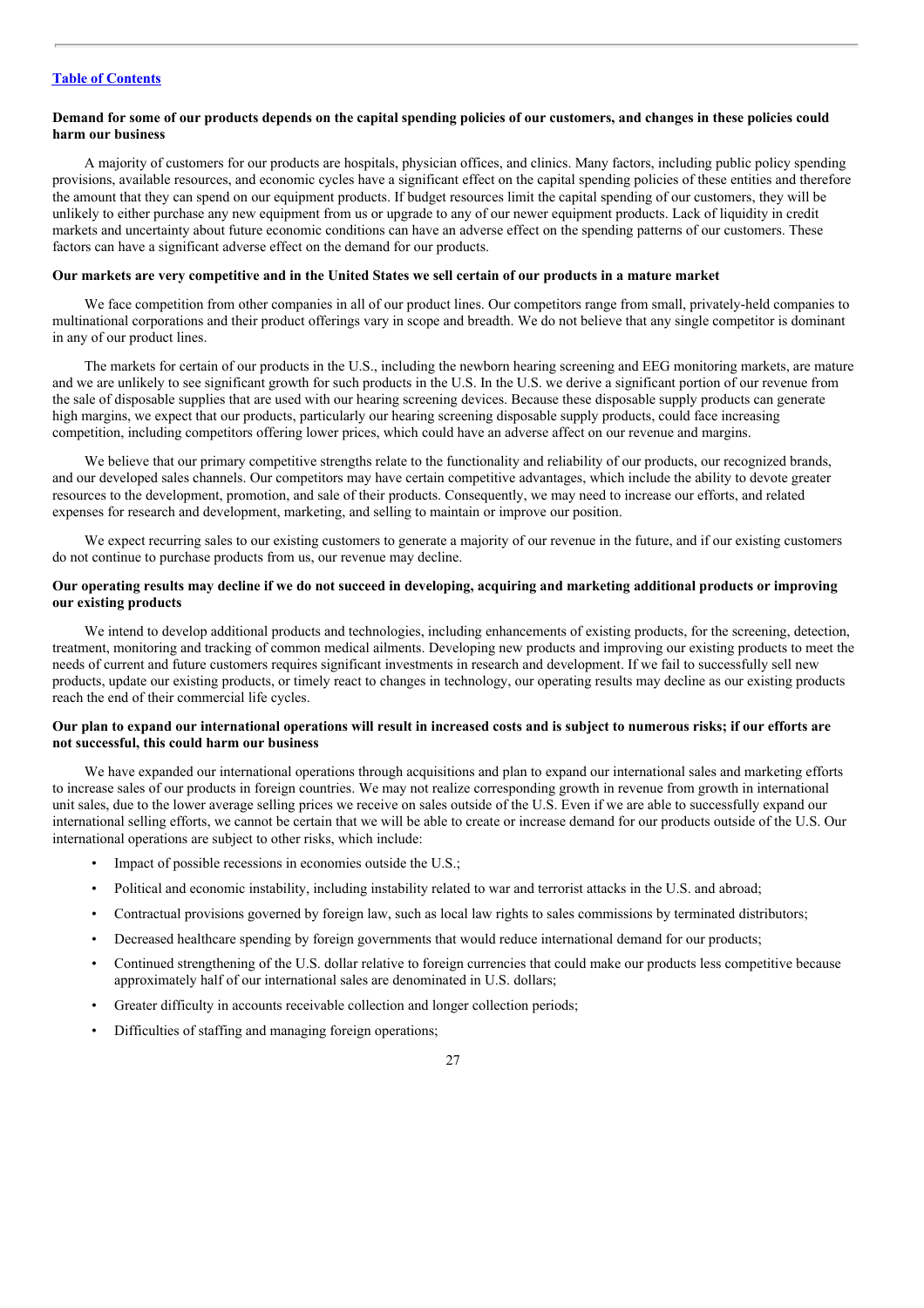**Demand for some of our products depends on the capital spending policies of our customers, and changes in these policies could harm our business**

A majority of customers for our products are hospitals, physician offices, and clinics. Many factors, including public policy spending provisions, available resources, and economic cycles have a significant effect on the capital spending policies of these entities and therefore the amount that they can spend on our equipment products. If budget resources limit the capital spending of our customers, they will be unlikely to either purchase any new equipment from us or upgrade to any of our newer equipment products. Lack of liquidity in credit markets and uncertainty about future economic conditions can have an adverse effect on the spending patterns of our customers. These factors can have a significant adverse effect on the demand for our products.

**Our markets are very competitive and in the United States we sell certain of our products in a mature market**

We face competition from other companies in all of our product lines. Our competitors range from small, privately-held companies to multinational corporations and their product offerings vary in scope and breadth. We do not believe that any single competitor is dominant in any of our product lines.

The markets for certain of our products in the U.S., including the newborn hearing screening and EEG monitoring markets, are mature and we are unlikely to see significant growth for such products in the U.S. In the U.S. we derive a significant portion of our revenue from the sale of disposable supplies that are used with our hearing screening devices. Because these disposable supply products can generate high margins, we expect that our products, particularly our hearing screening disposable supply products, could face increasing competition, including competitors offering lower prices, which could have an adverse affect on our revenue and margins.

We believe that our primary competitive strengths relate to the functionality and reliability of our products, our recognized brands, and our developed sales channels. Our competitors may have certain competitive advantages, which include the ability to devote greater resources to the development, promotion, and sale of their products. Consequently, we may need to increase our efforts, and related expenses for research and development, marketing, and selling to maintain or improve our position.

We expect recurring sales to our existing customers to generate a majority of our revenue in the future, and if our existing customers do not continue to purchase products from us, our revenue may decline.

**Our operating results may decline if we do not succeed in developing, acquiring and marketing additional products or improving our existing products**

We intend to develop additional products and technologies, including enhancements of existing products, for the screening, detection, treatment, monitoring and tracking of common medical ailments. Developing new products and improving our existing products to meet the needs of current and future customers requires significant investments in research and development. If we fail to successfully sell new products, update our existing products, or timely react to changes in technology, our operating results may decline as our existing products reach the end of their commercial life cycles.

**Our plan to expand our international operations will result in increased costs and is subject to numerous risks; if our efforts are not successful, this could harm our business**

We have expanded our international operations through acquisitions and plan to expand our international sales and marketing efforts to increase sales of our products in foreign countries. We may not realize corresponding growth in revenue from growth in international unit sales, due to the lower average selling prices we receive on sales outside of the U.S. Even if we are able to successfully expand our international selling efforts, we cannot be certain that we will be able to create or increase demand for our products outside of the U.S. Our international operations are subject to other risks, which include:

- Impact of possible recessions in economies outside the U.S.;
- Political and economic instability, including instability related to war and terrorist attacks in the U.S. and abroad;
- Contractual provisions governed by foreign law, such as local law rights to sales commissions by terminated distributors;
- Decreased healthcare spending by foreign governments that would reduce international demand for our products;
- Continued strengthening of the U.S. dollar relative to foreign currencies that could make our products less competitive because approximately half of our international sales are denominated in U.S. dollars;
- Greater difficulty in accounts receivable collection and longer collection periods;
- Difficulties of staffing and managing foreign operations;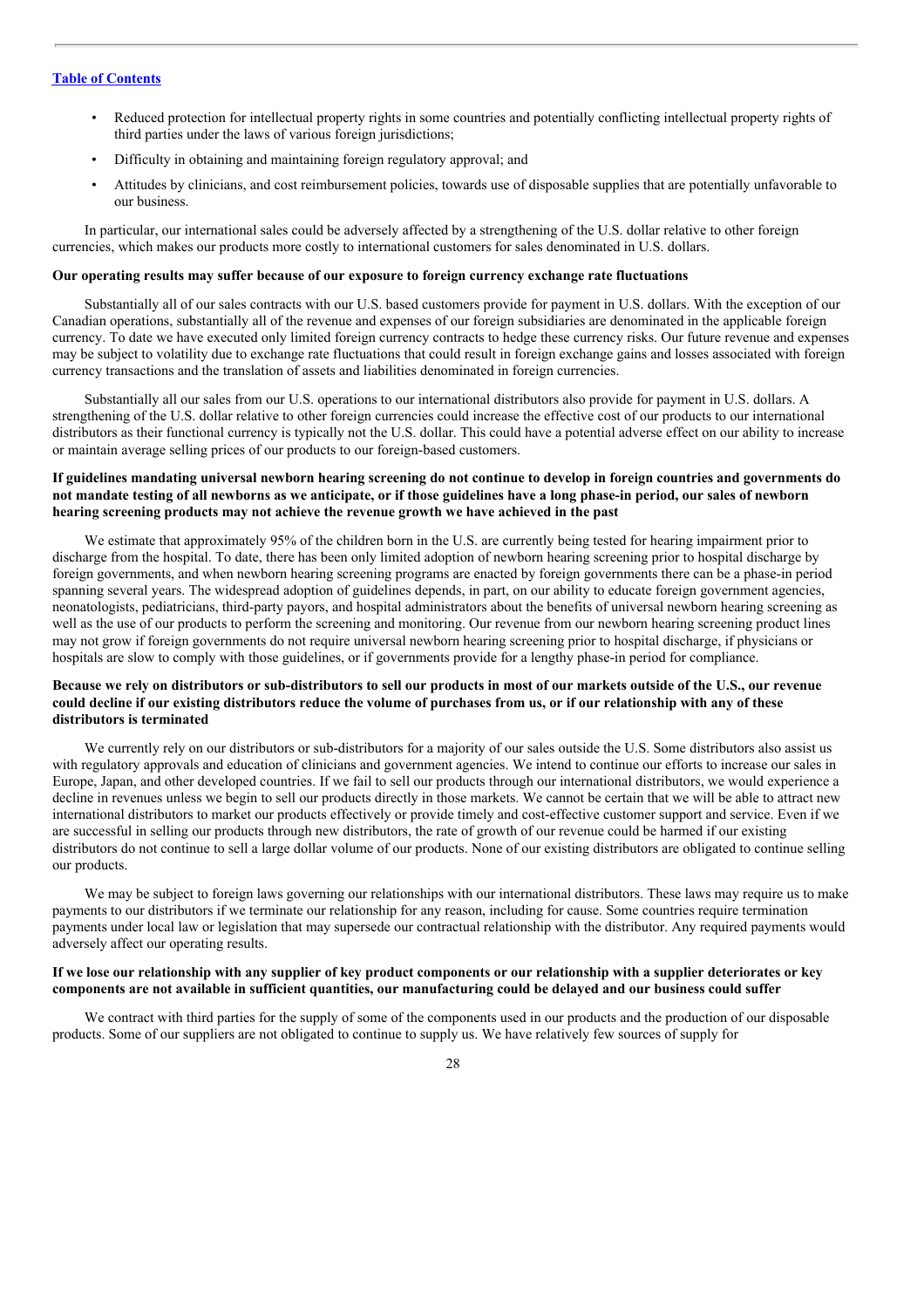- Reduced protection for intellectual property rights in some countries and potentially conflicting intellectual property rights of third parties under the laws of various foreign jurisdictions;
- Difficulty in obtaining and maintaining foreign regulatory approval; and
- Attitudes by clinicians, and cost reimbursement policies, towards use of disposable supplies that are potentially unfavorable to our business.

In particular, our international sales could be adversely affected by a strengthening of the U.S. dollar relative to other foreign currencies, which makes our products more costly to international customers for sales denominated in U.S. dollars.

**Our operating results may suffer because of our exposure to foreign currency exchange rate fluctuations**

Substantially all of our sales contracts with our U.S. based customers provide for payment in U.S. dollars. With the exception of our Canadian operations, substantially all of the revenue and expenses of our foreign subsidiaries are denominated in the applicable foreign currency. To date we have executed only limited foreign currency contracts to hedge these currency risks. Our future revenue and expenses may be subject to volatility due to exchange rate fluctuations that could result in foreign exchange gains and losses associated with foreign currency transactions and the translation of assets and liabilities denominated in foreign currencies.

Substantially all our sales from our U.S. operations to our international distributors also provide for payment in U.S. dollars. A strengthening of the U.S. dollar relative to other foreign currencies could increase the effective cost of our products to our international distributors as their functional currency is typically not the U.S. dollar. This could have a potential adverse effect on our ability to increase or maintain average selling prices of our products to our foreign-based customers.

**If guidelines mandating universal newborn hearing screening do not continue to develop in foreign countries and governments do not mandate testing of all newborns as we anticipate, or if those guidelines have a long phase-in period, our sales of newborn hearing screening products may not achieve the revenue growth we have achieved in the past**

We estimate that approximately 95% of the children born in the U.S. are currently being tested for hearing impairment prior to discharge from the hospital. To date, there has been only limited adoption of newborn hearing screening prior to hospital discharge by foreign governments, and when newborn hearing screening programs are enacted by foreign governments there can be a phase-in period spanning several years. The widespread adoption of guidelines depends, in part, on our ability to educate foreign government agencies, neonatologists, pediatricians, third-party payors, and hospital administrators about the benefits of universal newborn hearing screening as well as the use of our products to perform the screening and monitoring. Our revenue from our newborn hearing screening product lines may not grow if foreign governments do not require universal newborn hearing screening prior to hospital discharge, if physicians or hospitals are slow to comply with those guidelines, or if governments provide for a lengthy phase-in period for compliance.

**Because we rely on distributors or sub-distributors to sell our products in most of our markets outside of the U.S., our revenue could decline if our existing distributors reduce the volume of purchases from us, or if our relationship with any of these distributors is terminated**

We currently rely on our distributors or sub-distributors for a majority of our sales outside the U.S. Some distributors also assist us with regulatory approvals and education of clinicians and government agencies. We intend to continue our efforts to increase our sales in Europe, Japan, and other developed countries. If we fail to sell our products through our international distributors, we would experience a decline in revenues unless we begin to sell our products directly in those markets. We cannot be certain that we will be able to attract new international distributors to market our products effectively or provide timely and cost-effective customer support and service. Even if we are successful in selling our products through new distributors, the rate of growth of our revenue could be harmed if our existing distributors do not continue to sell a large dollar volume of our products. None of our existing distributors are obligated to continue selling our products.

We may be subject to foreign laws governing our relationships with our international distributors. These laws may require us to make payments to our distributors if we terminate our relationship for any reason, including for cause. Some countries require termination payments under local law or legislation that may supersede our contractual relationship with the distributor. Any required payments would adversely affect our operating results.

**If we lose our relationship with any supplier of key product components or our relationship with a supplier deteriorates or key components are not available in sufficient quantities, our manufacturing could be delayed and our business could suffer**

We contract with third parties for the supply of some of the components used in our products and the production of our disposable products. Some of our suppliers are not obligated to continue to supply us. We have relatively few sources of supply for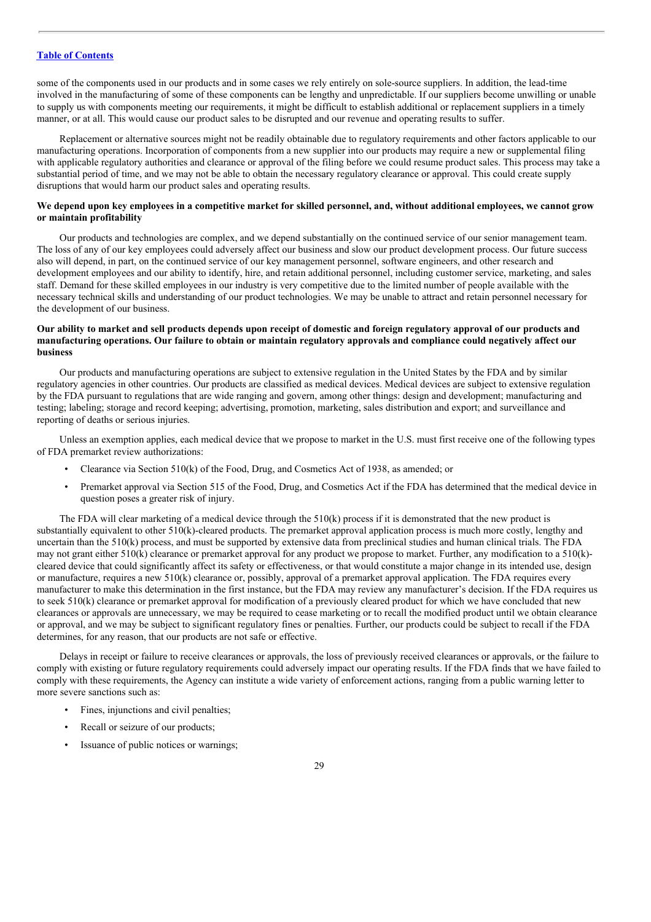some of the components used in our products and in some cases we rely entirely on sole-source suppliers. In addition, the lead-time involved in the manufacturing of some of these components can be lengthy and unpredictable. If our suppliers become unwilling or unable to supply us with components meeting our requirements, it might be difficult to establish additional or replacement suppliers in a timely manner, or at all. This would cause our product sales to be disrupted and our revenue and operating results to suffer.

Replacement or alternative sources might not be readily obtainable due to regulatory requirements and other factors applicable to our manufacturing operations. Incorporation of components from a new supplier into our products may require a new or supplemental filing with applicable regulatory authorities and clearance or approval of the filing before we could resume product sales. This process may take a substantial period of time, and we may not be able to obtain the necessary regulatory clearance or approval. This could create supply disruptions that would harm our product sales and operating results.

**We depend upon key employees in a competitive market for skilled personnel, and, without additional employees, we cannot grow or maintain profitability**

Our products and technologies are complex, and we depend substantially on the continued service of our senior management team. The loss of any of our key employees could adversely affect our business and slow our product development process. Our future success also will depend, in part, on the continued service of our key management personnel, software engineers, and other research and development employees and our ability to identify, hire, and retain additional personnel, including customer service, marketing, and sales staff. Demand for these skilled employees in our industry is very competitive due to the limited number of people available with the necessary technical skills and understanding of our product technologies. We may be unable to attract and retain personnel necessary for the development of our business.

**Our ability to market and sell products depends upon receipt of domestic and foreign regulatory approval of our products and manufacturing operations. Our failure to obtain or maintain regulatory approvals and compliance could negatively affect our business**

Our products and manufacturing operations are subject to extensive regulation in the United States by the FDA and by similar regulatory agencies in other countries. Our products are classified as medical devices. Medical devices are subject to extensive regulation by the FDA pursuant to regulations that are wide ranging and govern, among other things: design and development; manufacturing and testing; labeling; storage and record keeping; advertising, promotion, marketing, sales distribution and export; and surveillance and reporting of deaths or serious injuries.

Unless an exemption applies, each medical device that we propose to market in the U.S. must first receive one of the following types of FDA premarket review authorizations:

- Clearance via Section 510(k) of the Food, Drug, and Cosmetics Act of 1938, as amended; or
- Premarket approval via Section 515 of the Food, Drug, and Cosmetics Act if the FDA has determined that the medical device in question poses a greater risk of injury.

The FDA will clear marketing of a medical device through the 510(k) process if it is demonstrated that the new product is substantially equivalent to other 510(k)-cleared products. The premarket approval application process is much more costly, lengthy and uncertain than the 510(k) process, and must be supported by extensive data from preclinical studies and human clinical trials. The FDA may not grant either 510(k) clearance or premarket approval for any product we propose to market. Further, any modification to a 510(k)-cleared device that could significantly affect its safety or effectiveness, or that would constitute a major change in its intended use, design or manufacture, requires a new 510(k) clearance or, possibly, approval of a premarket approval application. The FDA requires every manufacturer to make this determination in the first instance, but the FDA may review any manufacturer's decision. If the FDA requires us to seek 510(k) clearance or premarket approval for modification of a previously cleared product for which we have concluded that new clearances or approvals are unnecessary, we may be required to cease marketing or to recall the modified product until we obtain clearance or approval, and we may be subject to significant regulatory fines or penalties. Further, our products could be subject to recall if the FDA determines, for any reason, that our products are not safe or effective.

Delays in receipt or failure to receive clearances or approvals, the loss of previously received clearances or approvals, or the failure to comply with existing or future regulatory requirements could adversely impact our operating results. If the FDA finds that we have failed to comply with these requirements, the Agency can institute a wide variety of enforcement actions, ranging from a public warning letter to more severe sanctions such as:

- Fines, injunctions and civil penalties;
- Recall or seizure of our products;
- Issuance of public notices or warnings;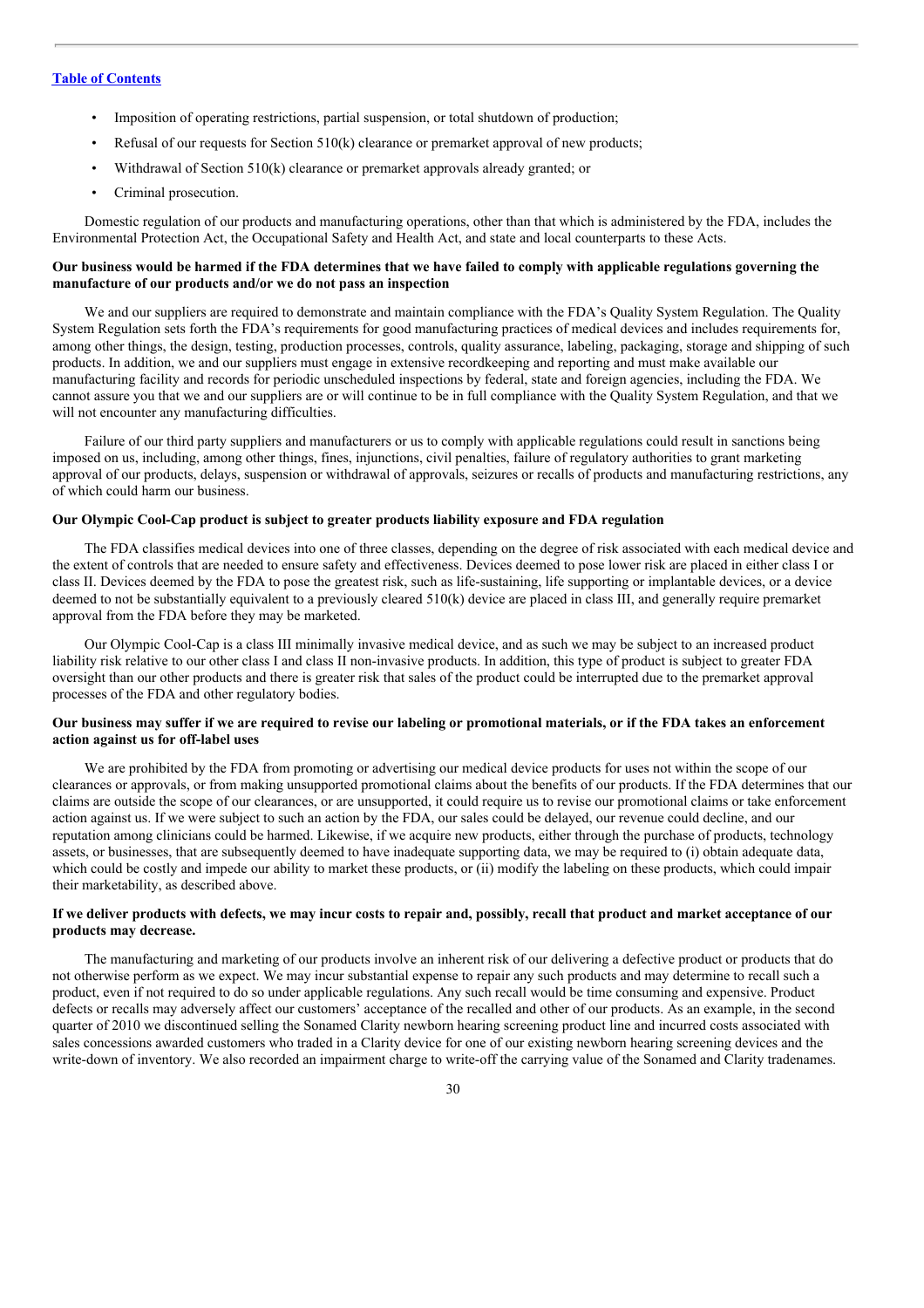- Imposition of operating restrictions, partial suspension, or total shutdown of production;
- Refusal of our requests for Section 510(k) clearance or premarket approval of new products;
- Withdrawal of Section 510(k) clearance or premarket approvals already granted; or
- Criminal prosecution.

Domestic regulation of our products and manufacturing operations, other than that which is administered by the FDA, includes the Environmental Protection Act, the Occupational Safety and Health Act, and state and local counterparts to these Acts.

**Our business would be harmed if the FDA determines that we have failed to comply with applicable regulations governing the manufacture of our products and/or we do not pass an inspection**

We and our suppliers are required to demonstrate and maintain compliance with the FDA's Quality System Regulation. The Quality System Regulation sets forth the FDA's requirements for good manufacturing practices of medical devices and includes requirements for, among other things, the design, testing, production processes, controls, quality assurance, labeling, packaging, storage and shipping of such products. In addition, we and our suppliers must engage in extensive recordkeeping and reporting and must make available our manufacturing facility and records for periodic unscheduled inspections by federal, state and foreign agencies, including the FDA. We cannot assure you that we and our suppliers are or will continue to be in full compliance with the Quality System Regulation, and that we will not encounter any manufacturing difficulties.

Failure of our third party suppliers and manufacturers or us to comply with applicable regulations could result in sanctions being imposed on us, including, among other things, fines, injunctions, civil penalties, failure of regulatory authorities to grant marketing approval of our products, delays, suspension or withdrawal of approvals, seizures or recalls of products and manufacturing restrictions, any of which could harm our business.

**Our Olympic Cool-Cap product is subject to greater products liability exposure and FDA regulation**

The FDA classifies medical devices into one of three classes, depending on the degree of risk associated with each medical device and the extent of controls that are needed to ensure safety and effectiveness. Devices deemed to pose lower risk are placed in either class I or class II. Devices deemed by the FDA to pose the greatest risk, such as life-sustaining, life supporting or implantable devices, or a device deemed to not be substantially equivalent to a previously cleared 510(k) device are placed in class III, and generally require premarket approval from the FDA before they may be marketed.

Our Olympic Cool-Cap is a class III minimally invasive medical device, and as such we may be subject to an increased product liability risk relative to our other class I and class II non-invasive products. In addition, this type of product is subject to greater FDA oversight than our other products and there is greater risk that sales of the product could be interrupted due to the premarket approval processes of the FDA and other regulatory bodies.

**Our business may suffer if we are required to revise our labeling or promotional materials, or if the FDA takes an enforcement action against us for off-label uses**

We are prohibited by the FDA from promoting or advertising our medical device products for uses not within the scope of our clearances or approvals, or from making unsupported promotional claims about the benefits of our products. If the FDA determines that our claims are outside the scope of our clearances, or are unsupported, it could require us to revise our promotional claims or take enforcement action against us. If we were subject to such an action by the FDA, our sales could be delayed, our revenue could decline, and our reputation among clinicians could be harmed. Likewise, if we acquire new products, either through the purchase of products, technology assets, or businesses, that are subsequently deemed to have inadequate supporting data, we may be required to (i) obtain adequate data, which could be costly and impede our ability to market these products, or (ii) modify the labeling on these products, which could impair their marketability, as described above.

**If we deliver products with defects, we may incur costs to repair and, possibly, recall that product and market acceptance of our products may decrease.**

The manufacturing and marketing of our products involve an inherent risk of our delivering a defective product or products that do not otherwise perform as we expect. We may incur substantial expense to repair any such products and may determine to recall such a product, even if not required to do so under applicable regulations. Any such recall would be time consuming and expensive. Product defects or recalls may adversely affect our customers' acceptance of the recalled and other of our products. As an example, in the second quarter of 2010 we discontinued selling the Sonamed Clarity newborn hearing screening product line and incurred costs associated with sales concessions awarded customers who traded in a Clarity device for one of our existing newborn hearing screening devices and the write-down of inventory. We also recorded an impairment charge to write-off the carrying value of the Sonamed and Clarity tradenames.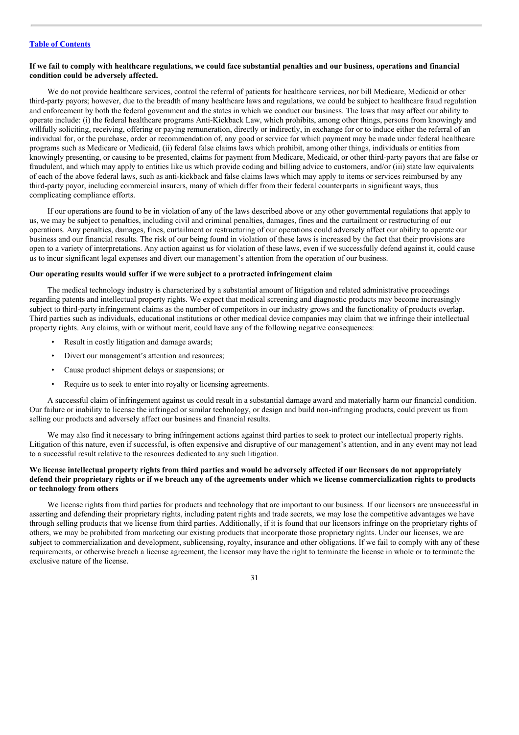**If we fail to comply with healthcare regulations, we could face substantial penalties and our business, operations and financial condition could be adversely affected.**

We do not provide healthcare services, control the referral of patients for healthcare services, nor bill Medicare, Medicaid or other third-party payors; however, due to the breadth of many healthcare laws and regulations, we could be subject to healthcare fraud regulation and enforcement by both the federal government and the states in which we conduct our business. The laws that may affect our ability to operate include: (i) the federal healthcare programs Anti-Kickback Law, which prohibits, among other things, persons from knowingly and willfully soliciting, receiving, offering or paying remuneration, directly or indirectly, in exchange for or to induce either the referral of an individual for, or the purchase, order or recommendation of, any good or service for which payment may be made under federal healthcare programs such as Medicare or Medicaid, (ii) federal false claims laws which prohibit, among other things, individuals or entities from knowingly presenting, or causing to be presented, claims for payment from Medicare, Medicaid, or other third-party payors that are false or fraudulent, and which may apply to entities like us which provide coding and billing advice to customers, and/or (iii) state law equivalents of each of the above federal laws, such as anti-kickback and false claims laws which may apply to items or services reimbursed by any third-party payor, including commercial insurers, many of which differ from their federal counterparts in significant ways, thus complicating compliance efforts.

If our operations are found to be in violation of any of the laws described above or any other governmental regulations that apply to us, we may be subject to penalties, including civil and criminal penalties, damages, fines and the curtailment or restructuring of our operations. Any penalties, damages, fines, curtailment or restructuring of our operations could adversely affect our ability to operate our business and our financial results. The risk of our being found in violation of these laws is increased by the fact that their provisions are open to a variety of interpretations. Any action against us for violation of these laws, even if we successfully defend against it, could cause us to incur significant legal expenses and divert our management's attention from the operation of our business.

**Our operating results would suffer if we were subject to a protracted infringement claim**

The medical technology industry is characterized by a substantial amount of litigation and related administrative proceedings regarding patents and intellectual property rights. We expect that medical screening and diagnostic products may become increasingly subject to third-party infringement claims as the number of competitors in our industry grows and the functionality of products overlap. Third parties such as individuals, educational institutions or other medical device companies may claim that we infringe their intellectual property rights. Any claims, with or without merit, could have any of the following negative consequences:

- Result in costly litigation and damage awards;
- Divert our management's attention and resources;
- Cause product shipment delays or suspensions; or
- Require us to seek to enter into royalty or licensing agreements.

A successful claim of infringement against us could result in a substantial damage award and materially harm our financial condition. Our failure or inability to license the infringed or similar technology, or design and build non-infringing products, could prevent us from selling our products and adversely affect our business and financial results.

We may also find it necessary to bring infringement actions against third parties to seek to protect our intellectual property rights. Litigation of this nature, even if successful, is often expensive and disruptive of our management's attention, and in any event may not lead to a successful result relative to the resources dedicated to any such litigation.

**We license intellectual property rights from third parties and would be adversely affected if our licensors do not appropriately defend their proprietary rights or if we breach any of the agreements under which we license commercialization rights to products or technology from others**

We license rights from third parties for products and technology that are important to our business. If our licensors are unsuccessful in asserting and defending their proprietary rights, including patent rights and trade secrets, we may lose the competitive advantages we have through selling products that we license from third parties. Additionally, if it is found that our licensors infringe on the proprietary rights of others, we may be prohibited from marketing our existing products that incorporate those proprietary rights. Under our licenses, we are subject to commercialization and development, sublicensing, royalty, insurance and other obligations. If we fail to comply with any of these requirements, or otherwise breach a license agreement, the licensor may have the right to terminate the license in whole or to terminate the exclusive nature of the license.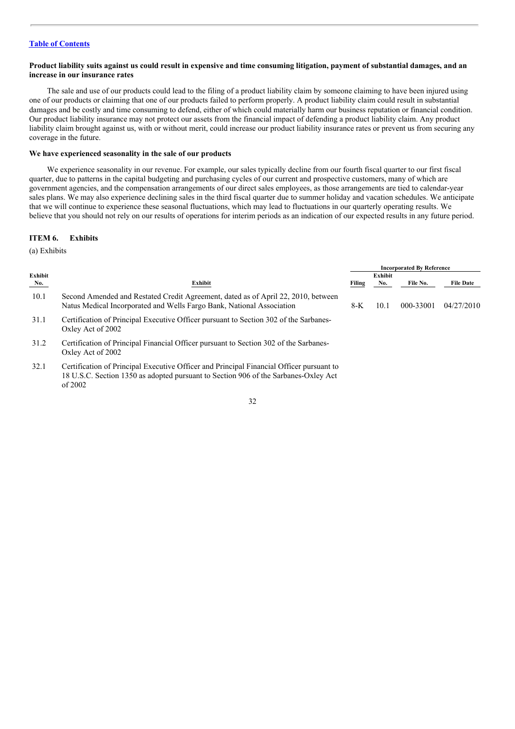[Table of Contents](#)

**Product liability suits against us could result in expensive and time consuming litigation, payment of substantial damages, and an increase in our insurance rates**

The sale and use of our products could lead to the filing of a product liability claim by someone claiming to have been injured using one of our products or claiming that one of our products failed to perform properly. A product liability claim could result in substantial damages and be costly and time consuming to defend, either of which could materially harm our business reputation or financial condition. Our product liability insurance may not protect our assets from the financial impact of defending a product liability claim. Any product liability claim brought against us, with or without merit, could increase our product liability insurance rates or prevent us from securing any coverage in the future.

**We have experienced seasonality in the sale of our products**

We experience seasonality in our revenue. For example, our sales typically decline from our fourth fiscal quarter to our first fiscal quarter, due to patterns in the capital budgeting and purchasing cycles of our current and prospective customers, many of which are government agencies, and the compensation arrangements of our direct sales employees, as those arrangements are tied to calendar-year sales plans. We may also experience declining sales in the third fiscal quarter due to summer holiday and vacation schedules. We anticipate that we will continue to experience these seasonal fluctuations, which may lead to fluctuations in our quarterly operating results. We believe that you should not rely on our results of operations for interim periods as an indication of our expected results in any future period.

## ITEM 6. Exhibits

(a) Exhibits

| Exhibit No. | Exhibit | Incorporated By Reference Filing | Exhibit No. | File No. | File Date |
|---|---|---|---|---|---|
| 10.1 | Second Amended and Restated Credit Agreement, dated as of April 22, 2010, between Natus Medical Incorporated and Wells Fargo Bank, National Association | 8-K | 10.1 | 000-33001 | 04/27/2010 |
| 31.1 | Certification of Principal Executive Officer pursuant to Section 302 of the Sarbanes-Oxley Act of 2002 | | | | |
| 31.2 | Certification of Principal Financial Officer pursuant to Section 302 of the Sarbanes-Oxley Act of 2002 | | | | |
| 32.1 | Certification of Principal Executive Officer and Principal Financial Officer pursuant to 18 U.S.C. Section 1350 as adopted pursuant to Section 906 of the Sarbanes-Oxley Act of 2002 | | | | |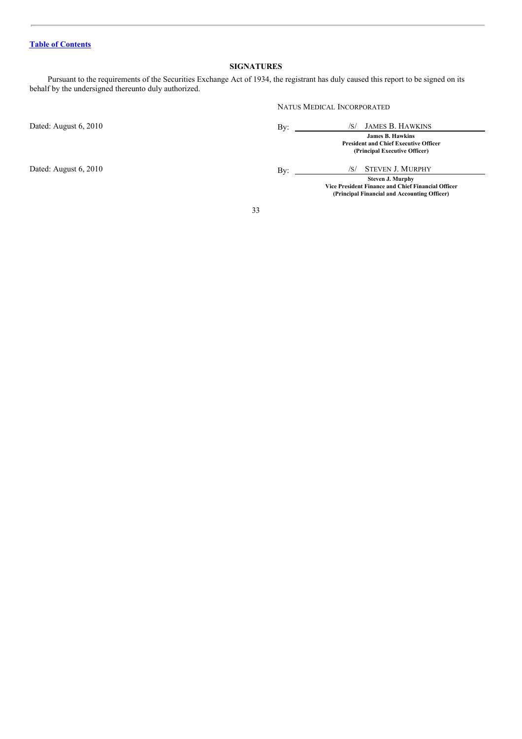[Table of Contents](#)

## SIGNATURES

Pursuant to the requirements of the Securities Exchange Act of 1934, the registrant has duly caused this report to be signed on its behalf by the undersigned thereunto duly authorized.

NATUS MEDICAL INCORPORATED

| | |
|---|---|
| Dated: August 6, 2010 | By: /S/ JAMES B. HAWKINS<br>**James B. Hawkins**<br>**President and Chief Executive Officer**<br>**(Principal Executive Officer)** |
| Dated: August 6, 2010 | By: /S/ STEVEN J. MURPHY<br>**Steven J. Murphy**<br>**Vice President Finance and Chief Financial Officer**<br>**(Principal Financial and Accounting Officer)** |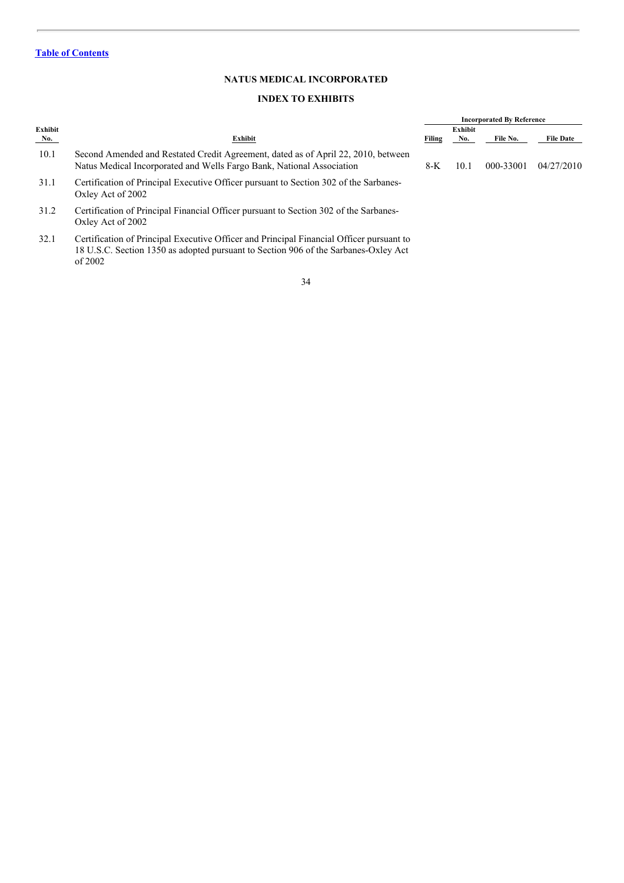[Table of Contents](#)

## NATUS MEDICAL INCORPORATED

## INDEX TO EXHIBITS

| Exhibit No. | Exhibit | Incorporated By Reference | | | |
|---|---|---|---|---|---|
| | | Filing | Exhibit No. | File No. | File Date |
| 10.1 | Second Amended and Restated Credit Agreement, dated as of April 22, 2010, between Natus Medical Incorporated and Wells Fargo Bank, National Association | 8-K | 10.1 | 000-33001 | 04/27/2010 |
| 31.1 | Certification of Principal Executive Officer pursuant to Section 302 of the Sarbanes-Oxley Act of 2002 | | | | |
| 31.2 | Certification of Principal Financial Officer pursuant to Section 302 of the Sarbanes-Oxley Act of 2002 | | | | |
| 32.1 | Certification of Principal Executive Officer and Principal Financial Officer pursuant to 18 U.S.C. Section 1350 as adopted pursuant to Section 906 of the Sarbanes-Oxley Act of 2002 | | | | |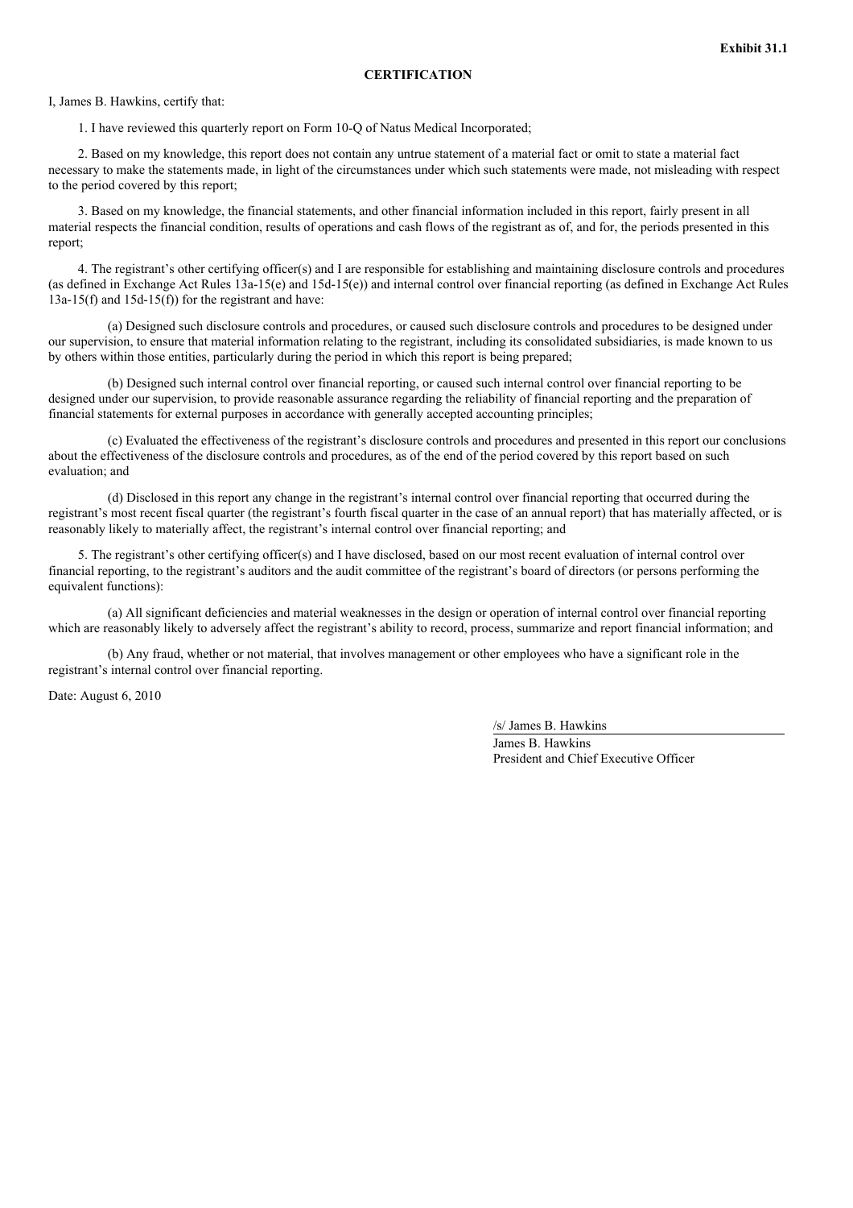**Exhibit 31.1**

**CERTIFICATION**

I, James B. Hawkins, certify that:

1. I have reviewed this quarterly report on Form 10-Q of Natus Medical Incorporated;

2. Based on my knowledge, this report does not contain any untrue statement of a material fact or omit to state a material fact necessary to make the statements made, in light of the circumstances under which such statements were made, not misleading with respect to the period covered by this report;

3. Based on my knowledge, the financial statements, and other financial information included in this report, fairly present in all material respects the financial condition, results of operations and cash flows of the registrant as of, and for, the periods presented in this report;

4. The registrant's other certifying officer(s) and I are responsible for establishing and maintaining disclosure controls and procedures (as defined in Exchange Act Rules 13a-15(e) and 15d-15(e)) and internal control over financial reporting (as defined in Exchange Act Rules 13a-15(f) and 15d-15(f)) for the registrant and have:

(a) Designed such disclosure controls and procedures, or caused such disclosure controls and procedures to be designed under our supervision, to ensure that material information relating to the registrant, including its consolidated subsidiaries, is made known to us by others within those entities, particularly during the period in which this report is being prepared;

(b) Designed such internal control over financial reporting, or caused such internal control over financial reporting to be designed under our supervision, to provide reasonable assurance regarding the reliability of financial reporting and the preparation of financial statements for external purposes in accordance with generally accepted accounting principles;

(c) Evaluated the effectiveness of the registrant's disclosure controls and procedures and presented in this report our conclusions about the effectiveness of the disclosure controls and procedures, as of the end of the period covered by this report based on such evaluation; and

(d) Disclosed in this report any change in the registrant's internal control over financial reporting that occurred during the registrant's most recent fiscal quarter (the registrant's fourth fiscal quarter in the case of an annual report) that has materially affected, or is reasonably likely to materially affect, the registrant's internal control over financial reporting; and

5. The registrant's other certifying officer(s) and I have disclosed, based on our most recent evaluation of internal control over financial reporting, to the registrant's auditors and the audit committee of the registrant's board of directors (or persons performing the equivalent functions):

(a) All significant deficiencies and material weaknesses in the design or operation of internal control over financial reporting which are reasonably likely to adversely affect the registrant's ability to record, process, summarize and report financial information; and

(b) Any fraud, whether or not material, that involves management or other employees who have a significant role in the registrant's internal control over financial reporting.

Date: August 6, 2010

/s/ James B. Hawkins

James B. Hawkins
President and Chief Executive Officer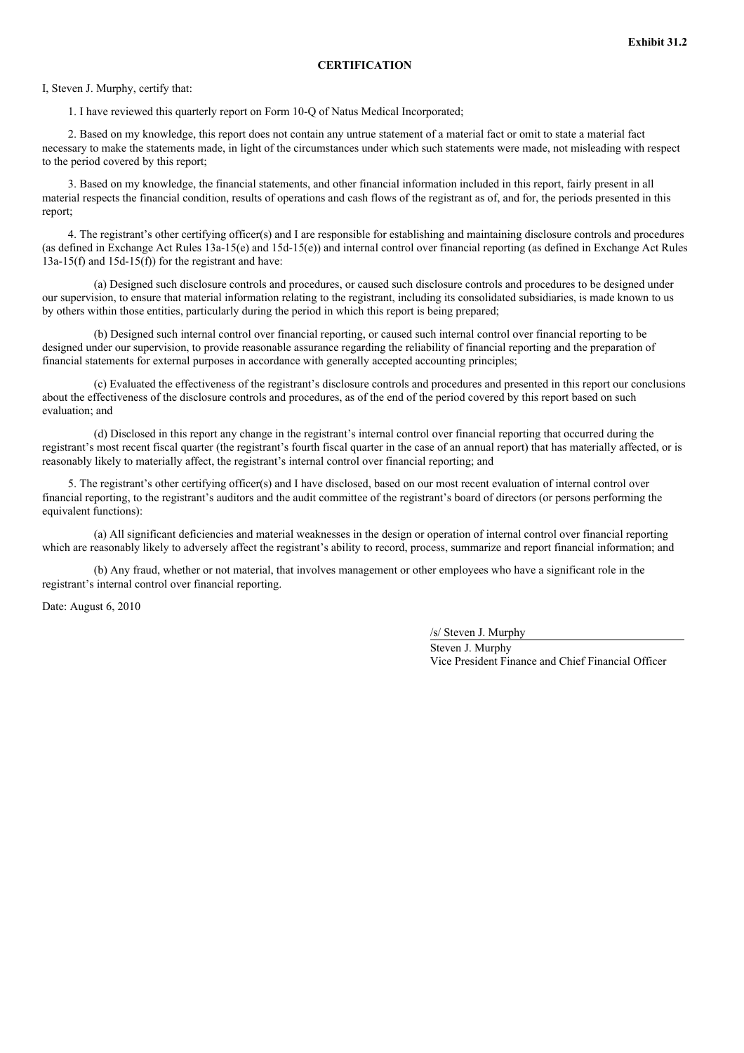**Exhibit 31.2**

**CERTIFICATION**

I, Steven J. Murphy, certify that:

1. I have reviewed this quarterly report on Form 10-Q of Natus Medical Incorporated;

2. Based on my knowledge, this report does not contain any untrue statement of a material fact or omit to state a material fact necessary to make the statements made, in light of the circumstances under which such statements were made, not misleading with respect to the period covered by this report;

3. Based on my knowledge, the financial statements, and other financial information included in this report, fairly present in all material respects the financial condition, results of operations and cash flows of the registrant as of, and for, the periods presented in this report;

4. The registrant's other certifying officer(s) and I are responsible for establishing and maintaining disclosure controls and procedures (as defined in Exchange Act Rules 13a-15(e) and 15d-15(e)) and internal control over financial reporting (as defined in Exchange Act Rules 13a-15(f) and 15d-15(f)) for the registrant and have:

(a) Designed such disclosure controls and procedures, or caused such disclosure controls and procedures to be designed under our supervision, to ensure that material information relating to the registrant, including its consolidated subsidiaries, is made known to us by others within those entities, particularly during the period in which this report is being prepared;

(b) Designed such internal control over financial reporting, or caused such internal control over financial reporting to be designed under our supervision, to provide reasonable assurance regarding the reliability of financial reporting and the preparation of financial statements for external purposes in accordance with generally accepted accounting principles;

(c) Evaluated the effectiveness of the registrant's disclosure controls and procedures and presented in this report our conclusions about the effectiveness of the disclosure controls and procedures, as of the end of the period covered by this report based on such evaluation; and

(d) Disclosed in this report any change in the registrant's internal control over financial reporting that occurred during the registrant's most recent fiscal quarter (the registrant's fourth fiscal quarter in the case of an annual report) that has materially affected, or is reasonably likely to materially affect, the registrant's internal control over financial reporting; and

5. The registrant's other certifying officer(s) and I have disclosed, based on our most recent evaluation of internal control over financial reporting, to the registrant's auditors and the audit committee of the registrant's board of directors (or persons performing the equivalent functions):

(a) All significant deficiencies and material weaknesses in the design or operation of internal control over financial reporting which are reasonably likely to adversely affect the registrant's ability to record, process, summarize and report financial information; and

(b) Any fraud, whether or not material, that involves management or other employees who have a significant role in the registrant's internal control over financial reporting.

Date: August 6, 2010

/s/ Steven J. Murphy

Steven J. Murphy
Vice President Finance and Chief Financial Officer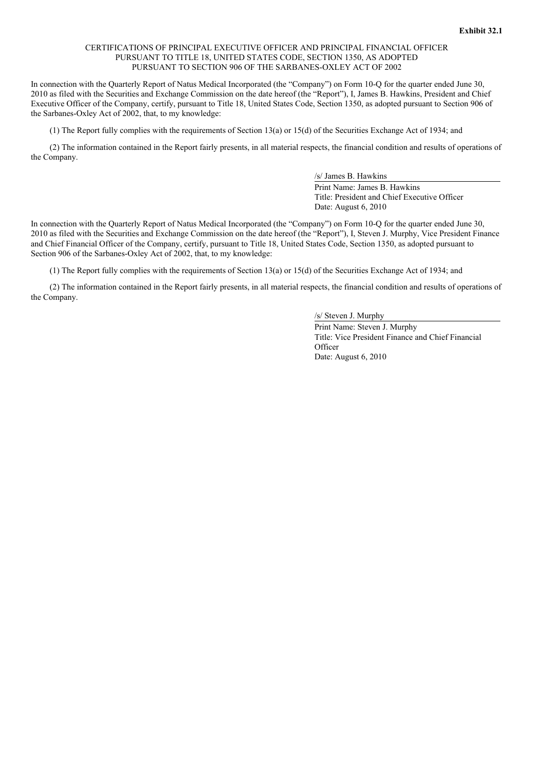**Exhibit 32.1**

CERTIFICATIONS OF PRINCIPAL EXECUTIVE OFFICER AND PRINCIPAL FINANCIAL OFFICER PURSUANT TO TITLE 18, UNITED STATES CODE, SECTION 1350, AS ADOPTED PURSUANT TO SECTION 906 OF THE SARBANES-OXLEY ACT OF 2002

In connection with the Quarterly Report of Natus Medical Incorporated (the "Company") on Form 10-Q for the quarter ended June 30, 2010 as filed with the Securities and Exchange Commission on the date hereof (the "Report"), I, James B. Hawkins, President and Chief Executive Officer of the Company, certify, pursuant to Title 18, United States Code, Section 1350, as adopted pursuant to Section 906 of the Sarbanes-Oxley Act of 2002, that, to my knowledge:

(1) The Report fully complies with the requirements of Section 13(a) or 15(d) of the Securities Exchange Act of 1934; and

(2) The information contained in the Report fairly presents, in all material respects, the financial condition and results of operations of the Company.

/s/ James B. Hawkins

Print Name: James B. Hawkins
Title: President and Chief Executive Officer
Date: August 6, 2010

In connection with the Quarterly Report of Natus Medical Incorporated (the "Company") on Form 10-Q for the quarter ended June 30, 2010 as filed with the Securities and Exchange Commission on the date hereof (the "Report"), I, Steven J. Murphy, Vice President Finance and Chief Financial Officer of the Company, certify, pursuant to Title 18, United States Code, Section 1350, as adopted pursuant to Section 906 of the Sarbanes-Oxley Act of 2002, that, to my knowledge:

(1) The Report fully complies with the requirements of Section 13(a) or 15(d) of the Securities Exchange Act of 1934; and

(2) The information contained in the Report fairly presents, in all material respects, the financial condition and results of operations of the Company.

/s/ Steven J. Murphy

Print Name: Steven J. Murphy
Title: Vice President Finance and Chief Financial Officer
Date: August 6, 2010